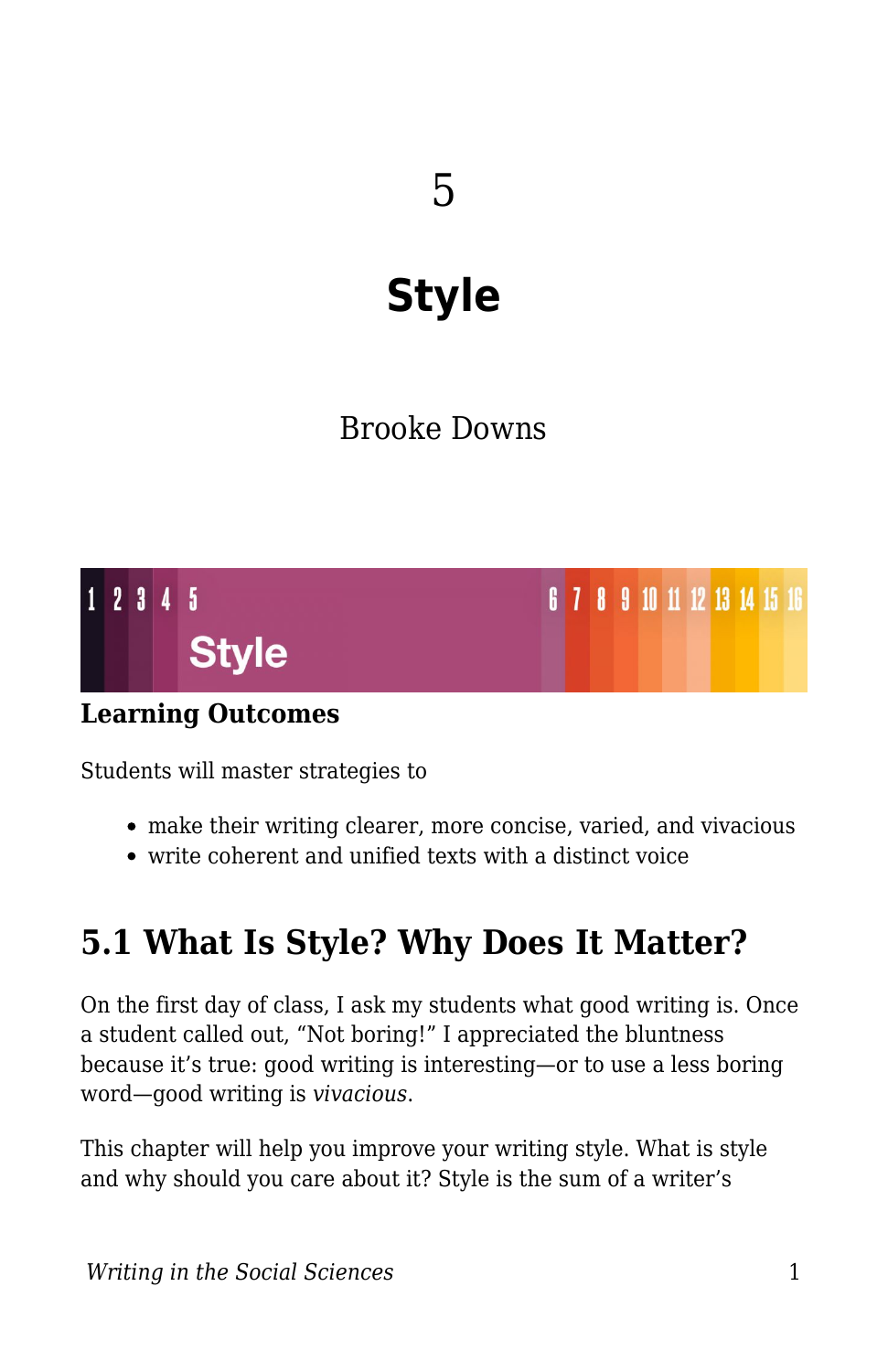# 5

# Style

Brooke Downs

### Learning Outcomes

Students will master strategies to

- make their writing clearer, more concise, varied, and vivacious
- write coherent and unified texts with a distinct voice

## 5.1 What Is Style? Why Does It Matter?

On the first day of class, I ask my students what good writing is. Once a student called out, “Not boring!” I appreciated the bluntness because it’s true: good writing is interesting—or to use a less boring word—good writing is *vivacious*.

This chapter will help you improve your writing style. What is style and why should you care about it? Style is the sum of a writer’s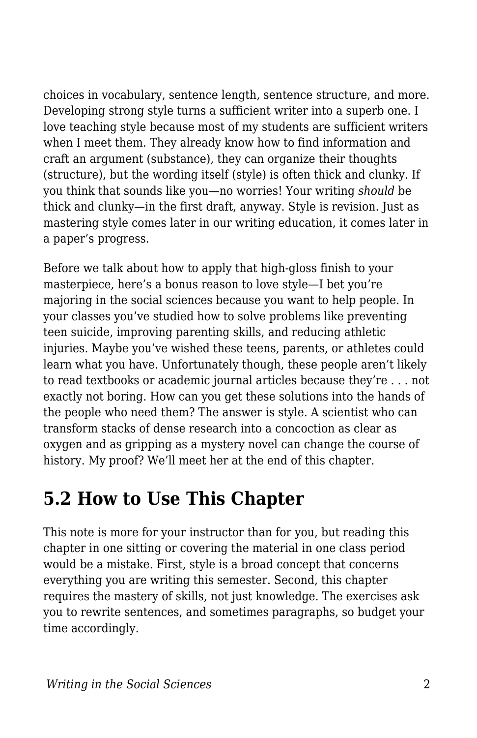choices in vocabulary, sentence length, sentence structure, and more. Developing strong style turns a sufficient writer into a superb one. I love teaching style because most of my students are sufficient writers when I meet them. They already know how to find information and craft an argument (substance), they can organize their thoughts (structure), but the wording itself (style) is often thick and clunky. If you think that sounds like you—no worries! Your writing *should* be thick and clunky—in the first draft, anyway. Style is revision. Just as mastering style comes later in our writing education, it comes later in a paper's progress.

Before we talk about how to apply that high-gloss finish to your masterpiece, here's a bonus reason to love style—I bet you're majoring in the social sciences because you want to help people. In your classes you've studied how to solve problems like preventing teen suicide, improving parenting skills, and reducing athletic injuries. Maybe you've wished these teens, parents, or athletes could learn what you have. Unfortunately though, these people aren't likely to read textbooks or academic journal articles because they're . . . not exactly not boring. How can you get these solutions into the hands of the people who need them? The answer is style. A scientist who can transform stacks of dense research into a concoction as clear as oxygen and as gripping as a mystery novel can change the course of history. My proof? We'll meet her at the end of this chapter.

## 5.2 How to Use This Chapter

This note is more for your instructor than for you, but reading this chapter in one sitting or covering the material in one class period would be a mistake. First, style is a broad concept that concerns everything you are writing this semester. Second, this chapter requires the mastery of skills, not just knowledge. The exercises ask you to rewrite sentences, and sometimes paragraphs, so budget your time accordingly.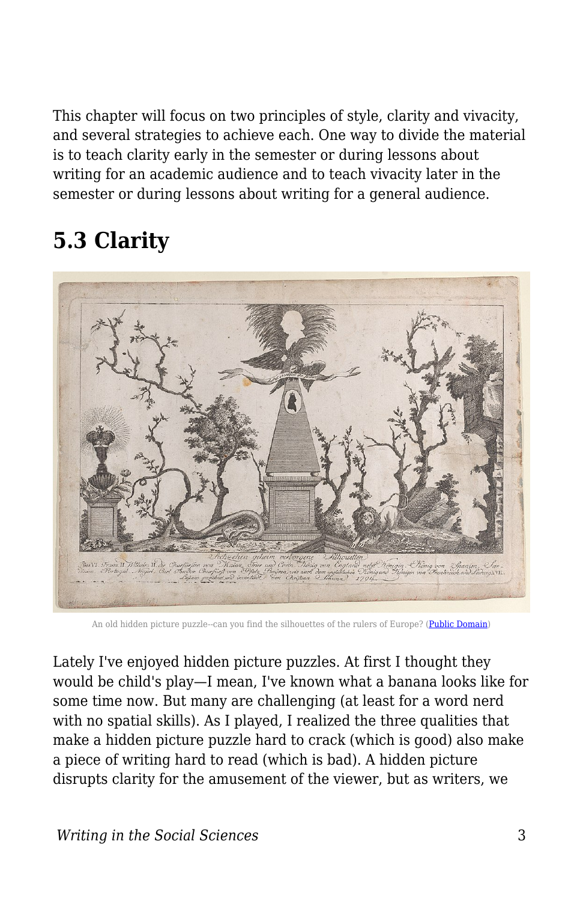This chapter will focus on two principles of style, clarity and vivacity, and several strategies to achieve each. One way to divide the material is to teach clarity early in the semester or during lessons about writing for an academic audience and to teach vivacity later in the semester or during lessons about writing for a general audience.

## 5.3 Clarity

An old hidden picture puzzle--can you find the silhouettes of the rulers of Europe? (Public Domain)

Lately I've enjoyed hidden picture puzzles. At first I thought they would be child's play—I mean, I've known what a banana looks like for some time now. But many are challenging (at least for a word nerd with no spatial skills). As I played, I realized the three qualities that make a hidden picture puzzle hard to crack (which is good) also make a piece of writing hard to read (which is bad). A hidden picture disrupts clarity for the amusement of the viewer, but as writers, we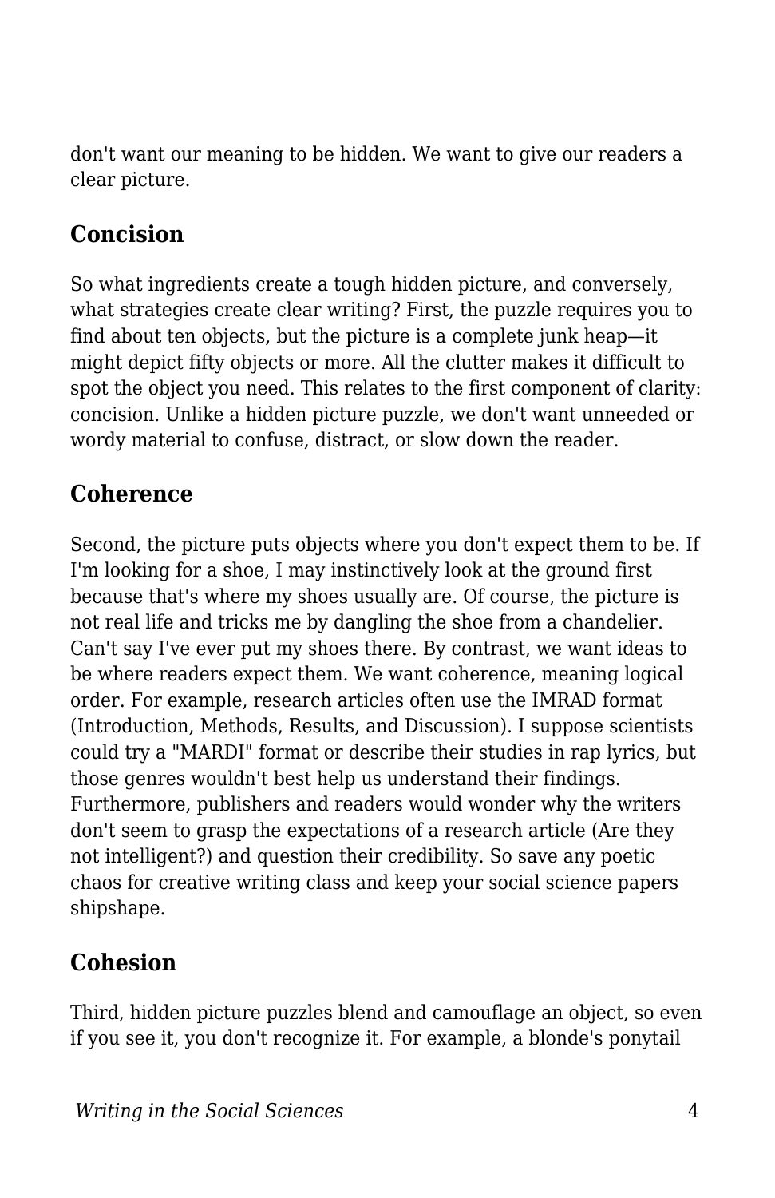don't want our meaning to be hidden. We want to give our readers a clear picture.

## Concision

So what ingredients create a tough hidden picture, and conversely, what strategies create clear writing? First, the puzzle requires you to find about ten objects, but the picture is a complete junk heap—it might depict fifty objects or more. All the clutter makes it difficult to spot the object you need. This relates to the first component of clarity: concision. Unlike a hidden picture puzzle, we don't want unneeded or wordy material to confuse, distract, or slow down the reader.

## Coherence

Second, the picture puts objects where you don't expect them to be. If I'm looking for a shoe, I may instinctively look at the ground first because that's where my shoes usually are. Of course, the picture is not real life and tricks me by dangling the shoe from a chandelier. Can't say I've ever put my shoes there. By contrast, we want ideas to be where readers expect them. We want coherence, meaning logical order. For example, research articles often use the IMRAD format (Introduction, Methods, Results, and Discussion). I suppose scientists could try a "MARDI" format or describe their studies in rap lyrics, but those genres wouldn't best help us understand their findings. Furthermore, publishers and readers would wonder why the writers don't seem to grasp the expectations of a research article (Are they not intelligent?) and question their credibility. So save any poetic chaos for creative writing class and keep your social science papers shipshape.

## Cohesion

Third, hidden picture puzzles blend and camouflage an object, so even if you see it, you don't recognize it. For example, a blonde's ponytail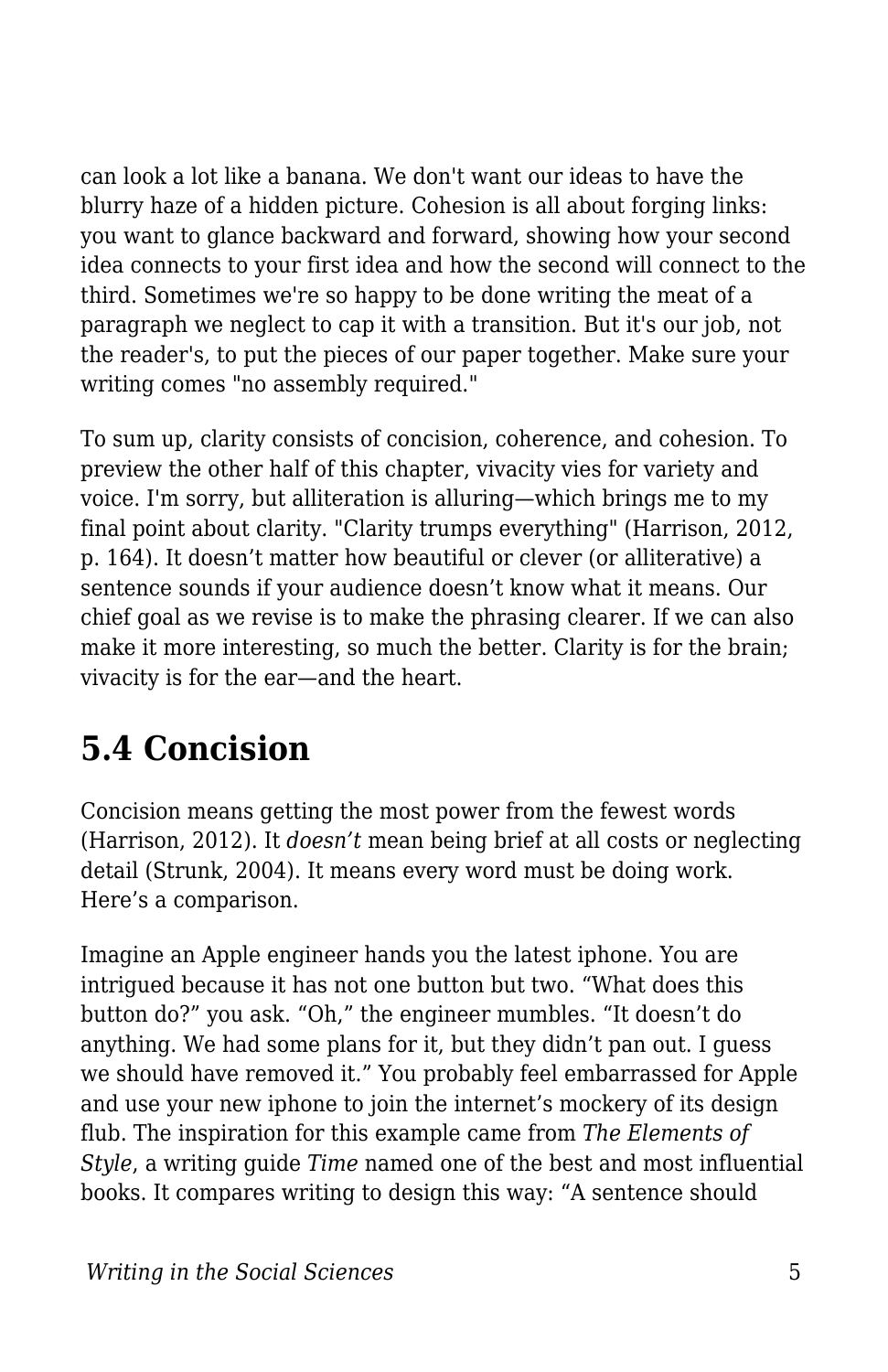can look a lot like a banana. We don't want our ideas to have the blurry haze of a hidden picture. Cohesion is all about forging links: you want to glance backward and forward, showing how your second idea connects to your first idea and how the second will connect to the third. Sometimes we're so happy to be done writing the meat of a paragraph we neglect to cap it with a transition. But it's our job, not the reader's, to put the pieces of our paper together. Make sure your writing comes "no assembly required."

To sum up, clarity consists of concision, coherence, and cohesion. To preview the other half of this chapter, vivacity vies for variety and voice. I'm sorry, but alliteration is alluring—which brings me to my final point about clarity. "Clarity trumps everything" (Harrison, 2012, p. 164). It doesn't matter how beautiful or clever (or alliterative) a sentence sounds if your audience doesn't know what it means. Our chief goal as we revise is to make the phrasing clearer. If we can also make it more interesting, so much the better. Clarity is for the brain; vivacity is for the ear—and the heart.

## 5.4 Concision

Concision means getting the most power from the fewest words (Harrison, 2012). It *doesn't* mean being brief at all costs or neglecting detail (Strunk, 2004). It means every word must be doing work. Here's a comparison.

Imagine an Apple engineer hands you the latest iphone. You are intrigued because it has not one button but two. "What does this button do?" you ask. "Oh," the engineer mumbles. "It doesn't do anything. We had some plans for it, but they didn't pan out. I guess we should have removed it." You probably feel embarrassed for Apple and use your new iphone to join the internet's mockery of its design flub. The inspiration for this example came from *The Elements of Style*, a writing guide *Time* named one of the best and most influential books. It compares writing to design this way: "A sentence should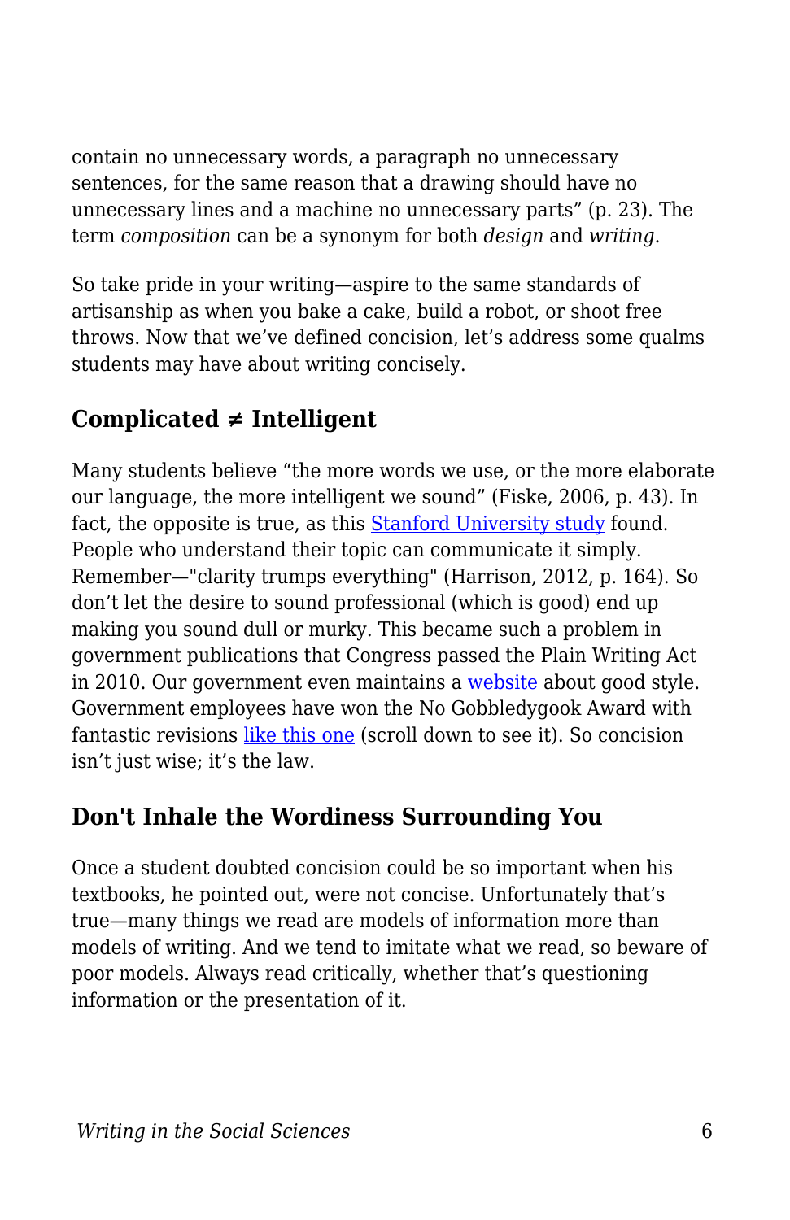contain no unnecessary words, a paragraph no unnecessary sentences, for the same reason that a drawing should have no unnecessary lines and a machine no unnecessary parts" (p. 23). The term *composition* can be a synonym for both *design* and *writing*.

So take pride in your writing—aspire to the same standards of artisanship as when you bake a cake, build a robot, or shoot free throws. Now that we've defined concision, let's address some qualms students may have about writing concisely.

## Complicated ≠ Intelligent

Many students believe "the more words we use, or the more elaborate our language, the more intelligent we sound" (Fiske, 2006, p. 43). In fact, the opposite is true, as this Stanford University study found. People who understand their topic can communicate it simply. Remember—"clarity trumps everything" (Harrison, 2012, p. 164). So don't let the desire to sound professional (which is good) end up making you sound dull or murky. This became such a problem in government publications that Congress passed the Plain Writing Act in 2010. Our government even maintains a website about good style. Government employees have won the No Gobbledygook Award with fantastic revisions like this one (scroll down to see it). So concision isn't just wise; it's the law.

## Don't Inhale the Wordiness Surrounding You

Once a student doubted concision could be so important when his textbooks, he pointed out, were not concise. Unfortunately that's true—many things we read are models of information more than models of writing. And we tend to imitate what we read, so beware of poor models. Always read critically, whether that's questioning information or the presentation of it.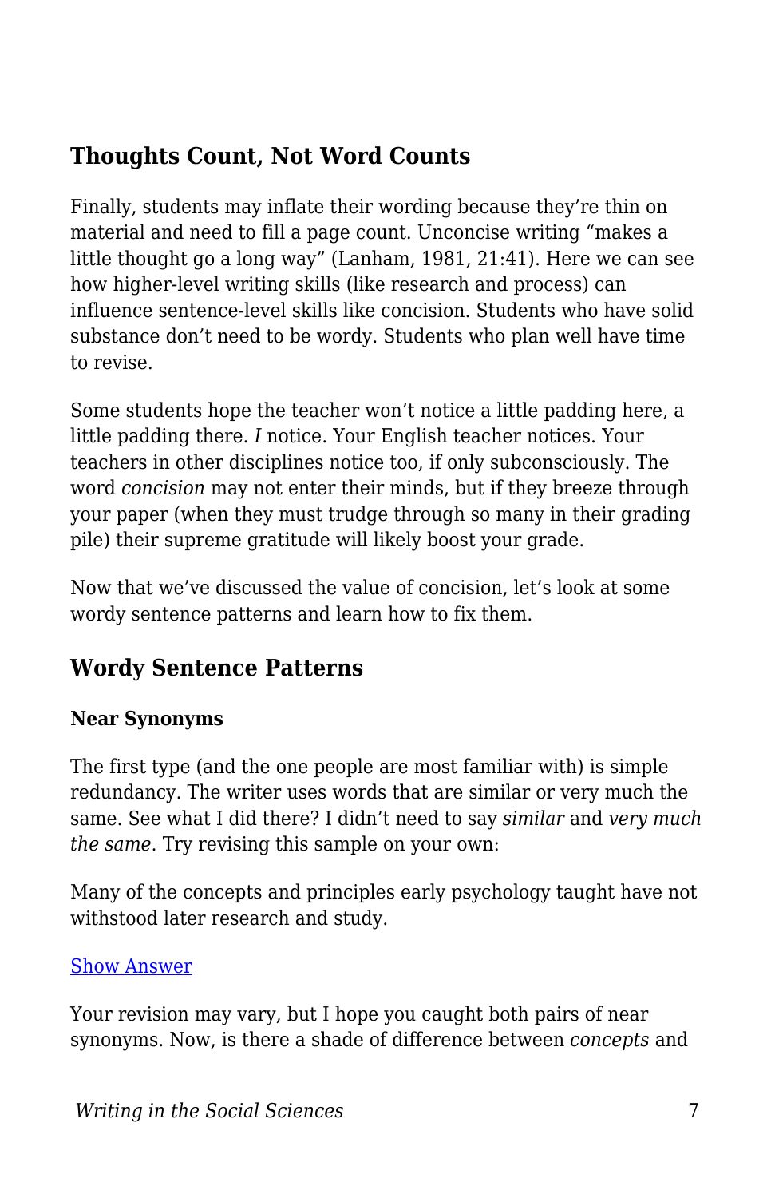## Thoughts Count, Not Word Counts

Finally, students may inflate their wording because they're thin on material and need to fill a page count. Unconcise writing "makes a little thought go a long way" (Lanham, 1981, 21:41). Here we can see how higher-level writing skills (like research and process) can influence sentence-level skills like concision. Students who have solid substance don't need to be wordy. Students who plan well have time to revise.

Some students hope the teacher won't notice a little padding here, a little padding there. *I* notice. Your English teacher notices. Your teachers in other disciplines notice too, if only subconsciously. The word *concision* may not enter their minds, but if they breeze through your paper (when they must trudge through so many in their grading pile) their supreme gratitude will likely boost your grade.

Now that we've discussed the value of concision, let's look at some wordy sentence patterns and learn how to fix them.

## Wordy Sentence Patterns

### Near Synonyms

The first type (and the one people are most familiar with) is simple redundancy. The writer uses words that are similar or very much the same. See what I did there? I didn't need to say *similar* and *very much the same*. Try revising this sample on your own:

Many of the concepts and principles early psychology taught have not withstood later research and study.

Show Answer

Your revision may vary, but I hope you caught both pairs of near synonyms. Now, is there a shade of difference between *concepts* and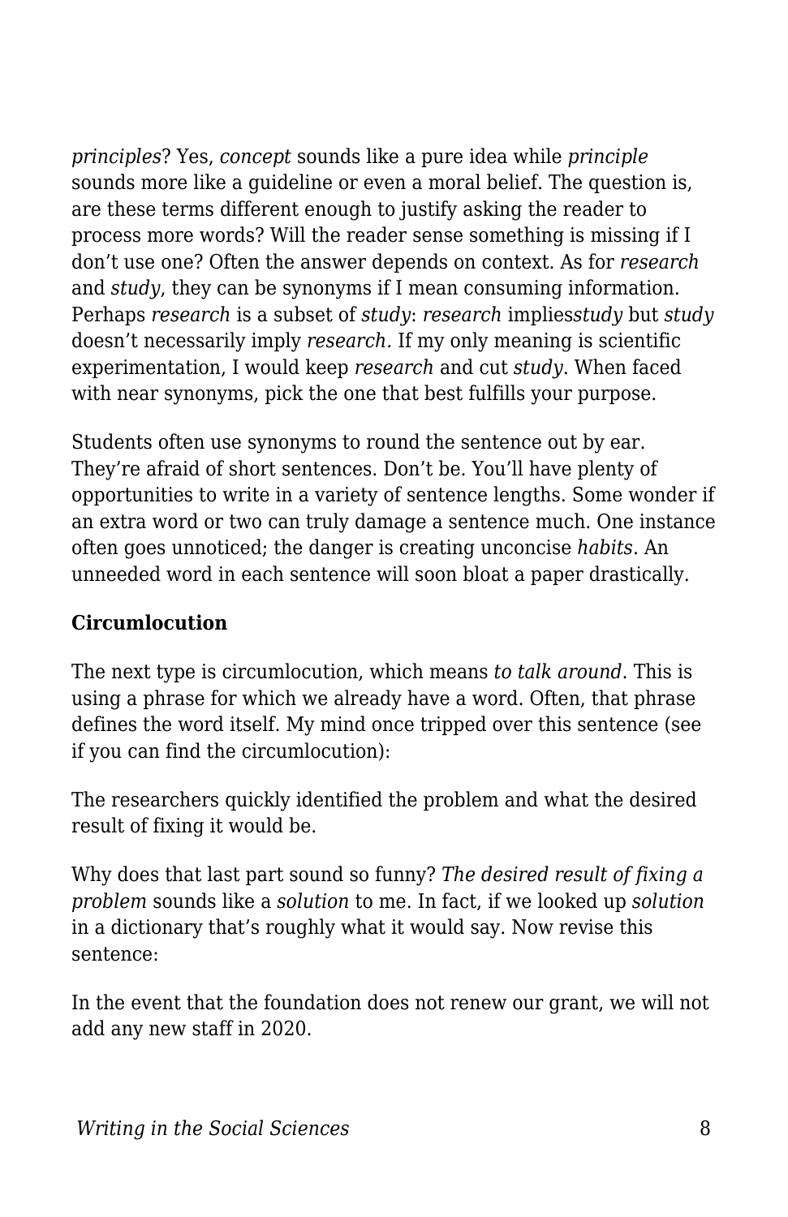*principles*? Yes, *concept* sounds like a pure idea while *principle* sounds more like a guideline or even a moral belief. The question is, are these terms different enough to justify asking the reader to process more words? Will the reader sense something is missing if I don't use one? Often the answer depends on context. As for *research* and *study*, they can be synonyms if I mean consuming information. Perhaps *research* is a subset of *study*: *research* implies*study* but *study* doesn't necessarily imply *research.* If my only meaning is scientific experimentation, I would keep *research* and cut *study*. When faced with near synonyms, pick the one that best fulfills your purpose.

Students often use synonyms to round the sentence out by ear. They're afraid of short sentences. Don't be. You'll have plenty of opportunities to write in a variety of sentence lengths. Some wonder if an extra word or two can truly damage a sentence much. One instance often goes unnoticed; the danger is creating unconcise *habits*. An unneeded word in each sentence will soon bloat a paper drastically.

**Circumlocution**

The next type is circumlocution, which means *to talk around*. This is using a phrase for which we already have a word. Often, that phrase defines the word itself. My mind once tripped over this sentence (see if you can find the circumlocution):

The researchers quickly identified the problem and what the desired result of fixing it would be.

Why does that last part sound so funny? *The desired result of fixing a problem* sounds like a *solution* to me. In fact, if we looked up *solution* in a dictionary that's roughly what it would say. Now revise this sentence:

In the event that the foundation does not renew our grant, we will not add any new staff in 2020.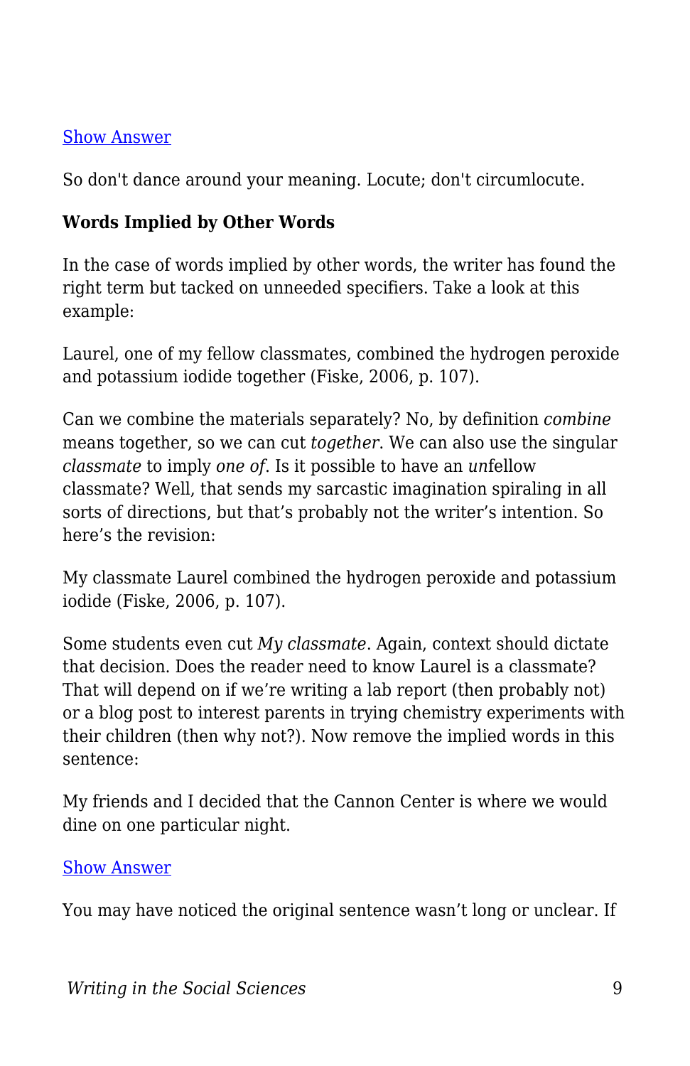[Show Answer]

So don't dance around your meaning. Locute; don't circumlocute.

**Words Implied by Other Words**

In the case of words implied by other words, the writer has found the right term but tacked on unneeded specifiers. Take a look at this example:

Laurel, one of my fellow classmates, combined the hydrogen peroxide and potassium iodide together (Fiske, 2006, p. 107).

Can we combine the materials separately? No, by definition *combine* means together, so we can cut *together*. We can also use the singular *classmate* to imply *one of*. Is it possible to have an *un*fellow classmate? Well, that sends my sarcastic imagination spiraling in all sorts of directions, but that's probably not the writer's intention. So here's the revision:

My classmate Laurel combined the hydrogen peroxide and potassium iodide (Fiske, 2006, p. 107).

Some students even cut *My classmate*. Again, context should dictate that decision. Does the reader need to know Laurel is a classmate? That will depend on if we're writing a lab report (then probably not) or a blog post to interest parents in trying chemistry experiments with their children (then why not?). Now remove the implied words in this sentence:

My friends and I decided that the Cannon Center is where we would dine on one particular night.

[Show Answer]

You may have noticed the original sentence wasn't long or unclear. If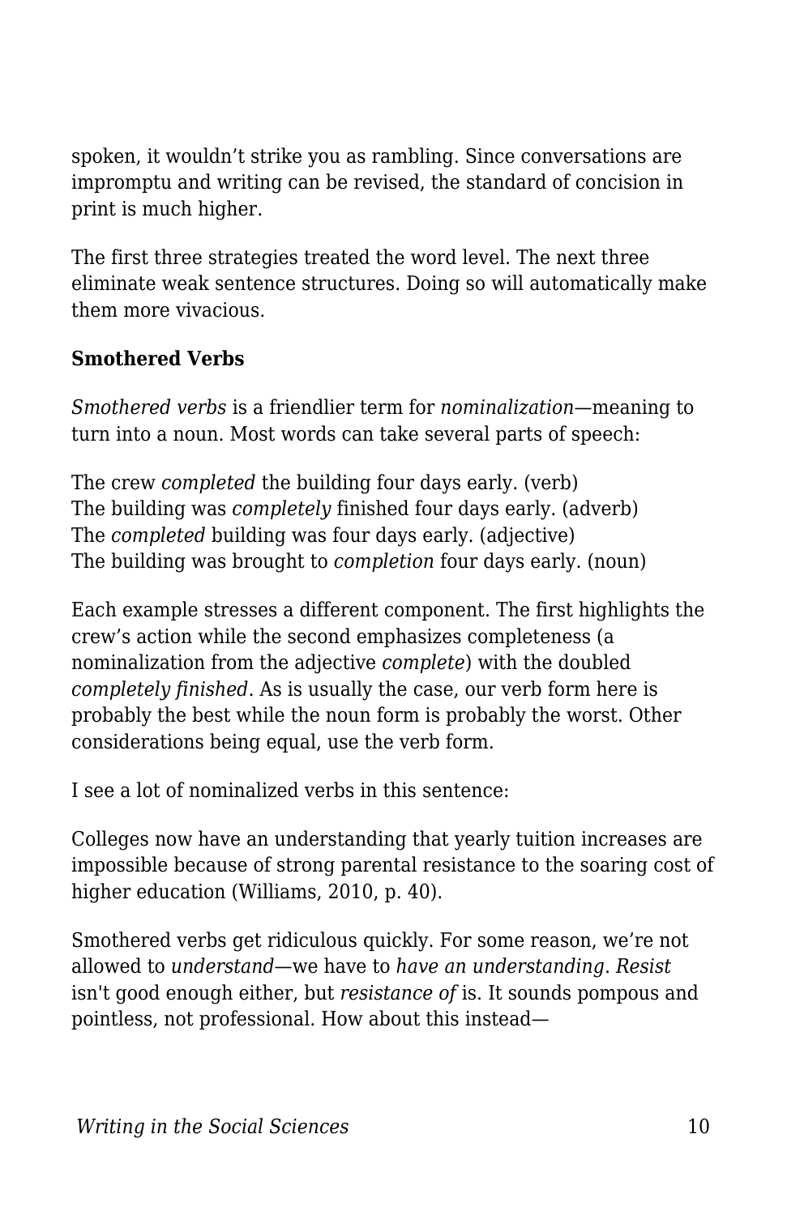spoken, it wouldn’t strike you as rambling. Since conversations are impromptu and writing can be revised, the standard of concision in print is much higher.

The first three strategies treated the word level. The next three eliminate weak sentence structures. Doing so will automatically make them more vivacious.

**Smothered Verbs**

*Smothered verbs* is a friendlier term for *nominalization*—meaning to turn into a noun. Most words can take several parts of speech:

The crew *completed* the building four days early. (verb)
The building was *completely* finished four days early. (adverb)
The *completed* building was four days early. (adjective)
The building was brought to *completion* four days early. (noun)

Each example stresses a different component. The first highlights the crew’s action while the second emphasizes completeness (a nominalization from the adjective *complete*) with the doubled *completely finished*. As is usually the case, our verb form here is probably the best while the noun form is probably the worst. Other considerations being equal, use the verb form.

I see a lot of nominalized verbs in this sentence:

Colleges now have an understanding that yearly tuition increases are impossible because of strong parental resistance to the soaring cost of higher education (Williams, 2010, p. 40).

Smothered verbs get ridiculous quickly. For some reason, we’re not allowed to *understand*—we have to *have an understanding*. *Resist* isn't good enough either, but *resistance of* is. It sounds pompous and pointless, not professional. How about this instead—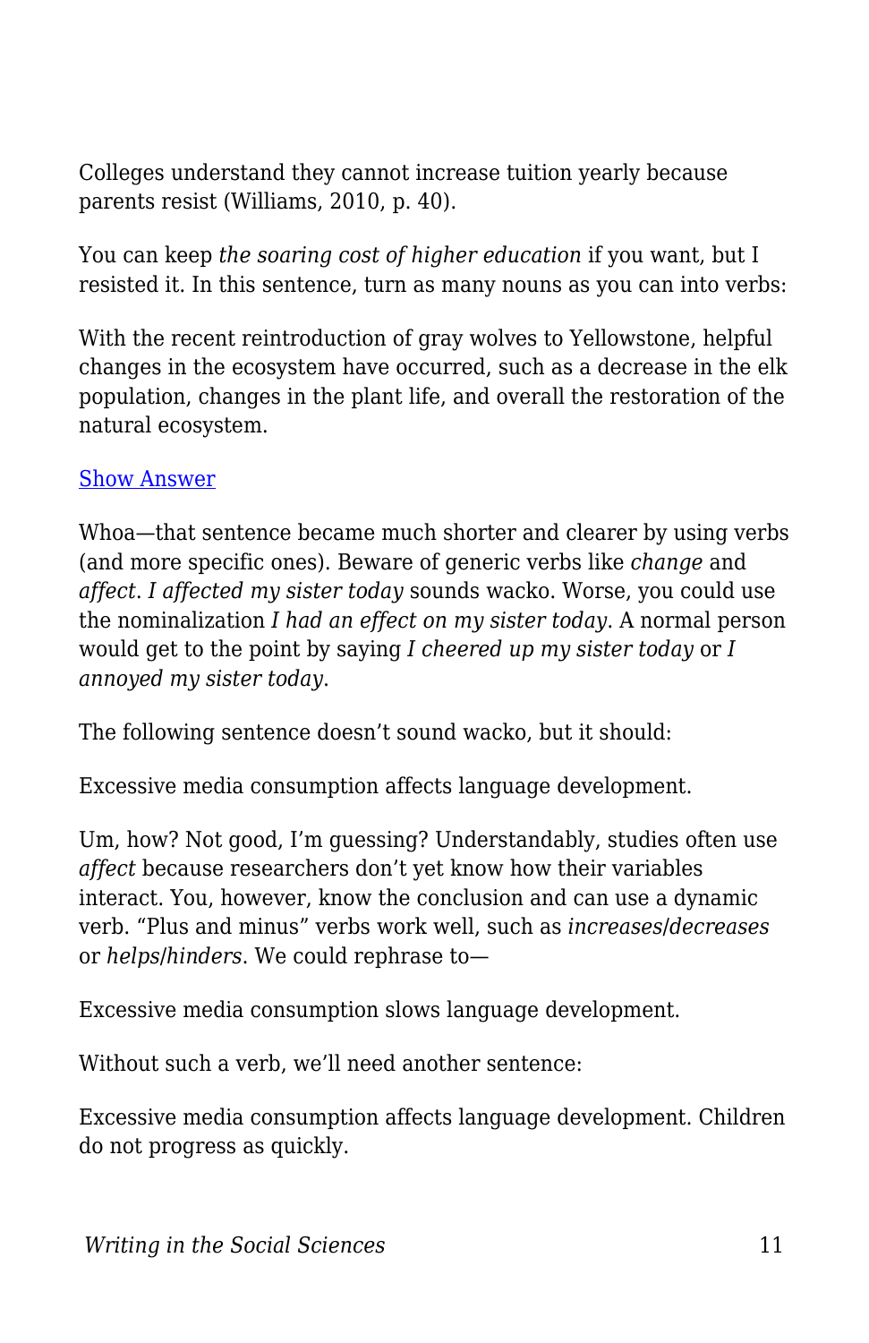Colleges understand they cannot increase tuition yearly because parents resist (Williams, 2010, p. 40).

You can keep *the soaring cost of higher education* if you want, but I resisted it. In this sentence, turn as many nouns as you can into verbs:

With the recent reintroduction of gray wolves to Yellowstone, helpful changes in the ecosystem have occurred, such as a decrease in the elk population, changes in the plant life, and overall the restoration of the natural ecosystem.

Show Answer

Whoa—that sentence became much shorter and clearer by using verbs (and more specific ones). Beware of generic verbs like *change* and *affect*. *I affected my sister today* sounds wacko. Worse, you could use the nominalization *I had an effect on my sister today*. A normal person would get to the point by saying *I cheered up my sister today* or *I annoyed my sister today*.

The following sentence doesn't sound wacko, but it should:

Excessive media consumption affects language development.

Um, how? Not good, I'm guessing? Understandably, studies often use *affect* because researchers don't yet know how their variables interact. You, however, know the conclusion and can use a dynamic verb. "Plus and minus" verbs work well, such as *increases/decreases* or *helps/hinders*. We could rephrase to—

Excessive media consumption slows language development.

Without such a verb, we'll need another sentence:

Excessive media consumption affects language development. Children do not progress as quickly.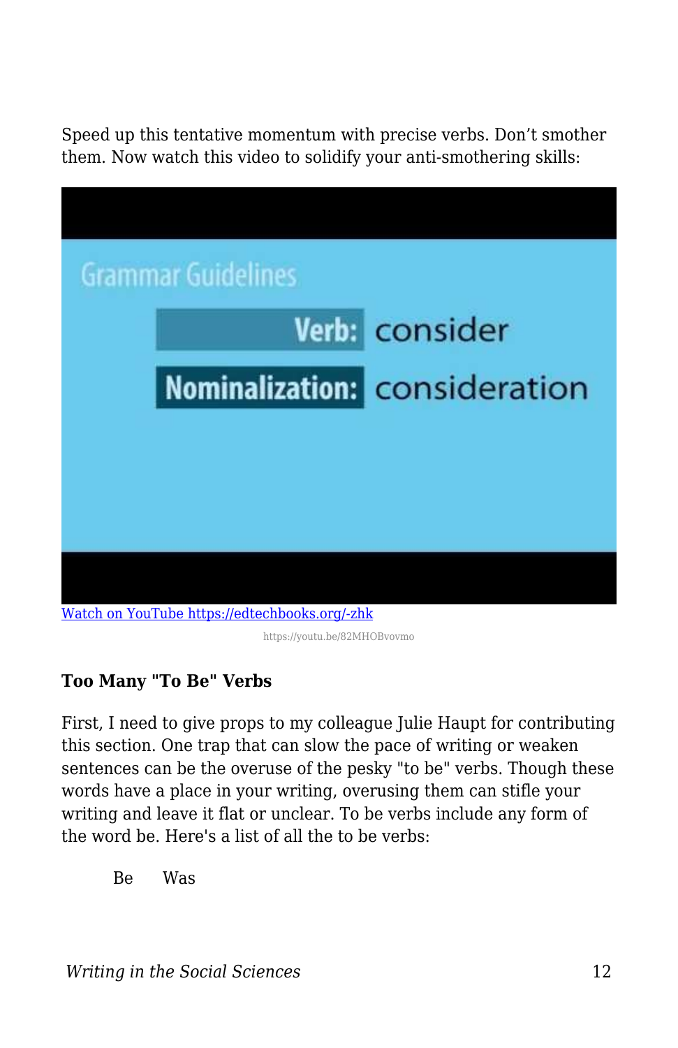Speed up this tentative momentum with precise verbs. Don't smother them. Now watch this video to solidify your anti-smothering skills:

[Watch on YouTube https://edtechbooks.org/-zhk](https://edtechbooks.org/-zhk)

https://youtu.be/82MHOBvovmo

**Too Many "To Be" Verbs**

First, I need to give props to my colleague Julie Haupt for contributing this section. One trap that can slow the pace of writing or weaken sentences can be the overuse of the pesky "to be" verbs. Though these words have a place in your writing, overusing them can stifle your writing and leave it flat or unclear. To be verbs include any form of the word be. Here's a list of all the to be verbs:

Be Was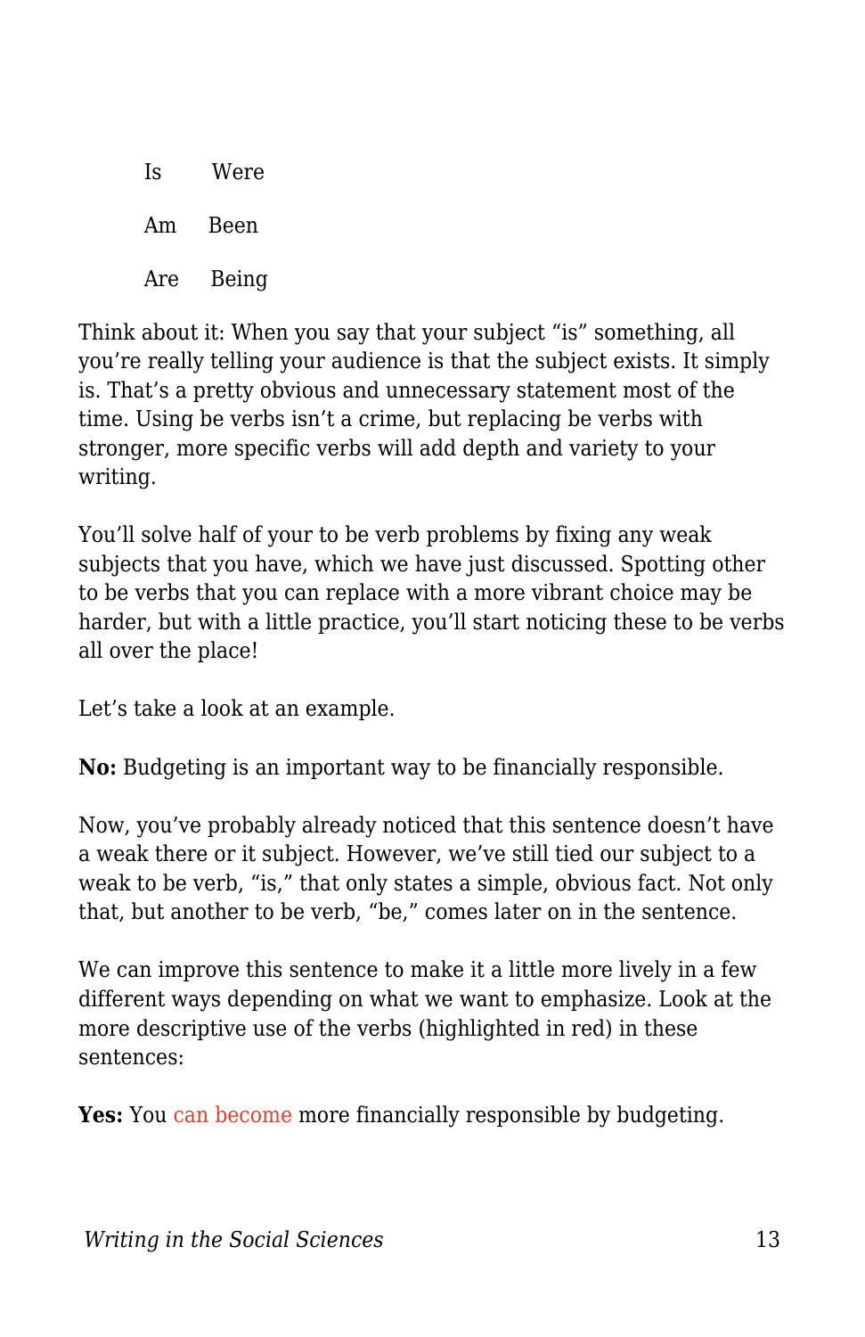Is Were

Am Been

Are Being

Think about it: When you say that your subject "is" something, all you're really telling your audience is that the subject exists. It simply is. That's a pretty obvious and unnecessary statement most of the time. Using be verbs isn't a crime, but replacing be verbs with stronger, more specific verbs will add depth and variety to your writing.

You'll solve half of your to be verb problems by fixing any weak subjects that you have, which we have just discussed. Spotting other to be verbs that you can replace with a more vibrant choice may be harder, but with a little practice, you'll start noticing these to be verbs all over the place!

Let's take a look at an example.

**No:** Budgeting is an important way to be financially responsible.

Now, you've probably already noticed that this sentence doesn't have a weak there or it subject. However, we've still tied our subject to a weak to be verb, "is," that only states a simple, obvious fact. Not only that, but another to be verb, "be," comes later on in the sentence.

We can improve this sentence to make it a little more lively in a few different ways depending on what we want to emphasize. Look at the more descriptive use of the verbs (highlighted in red) in these sentences:

**Yes:** You can become more financially responsible by budgeting.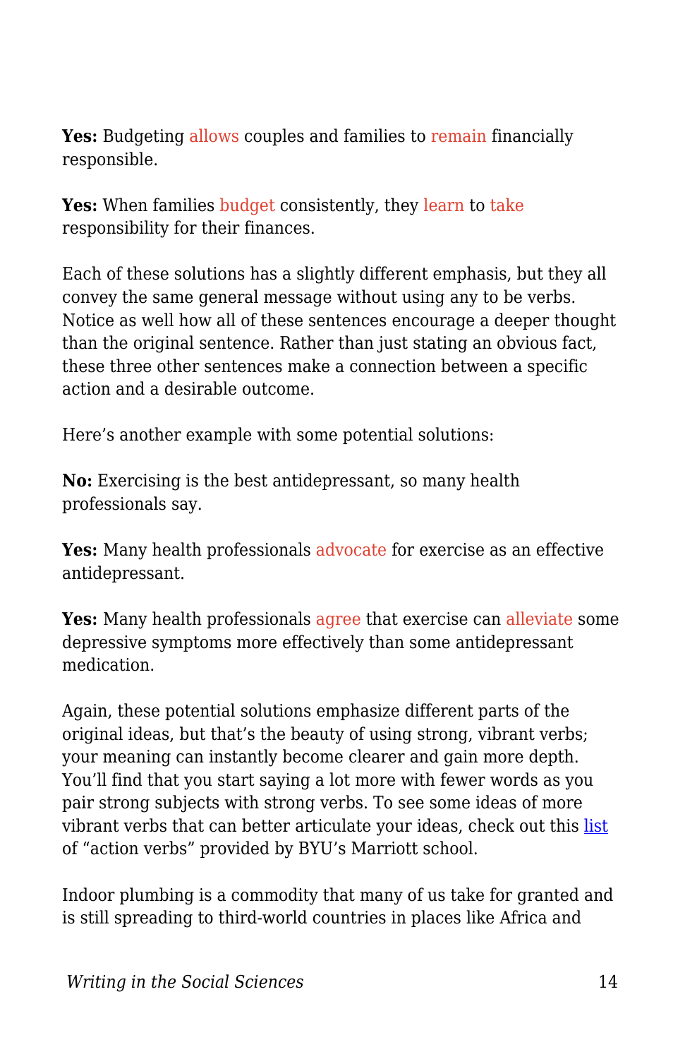**Yes:** Budgeting allows couples and families to remain financially responsible.

**Yes:** When families budget consistently, they learn to take responsibility for their finances.

Each of these solutions has a slightly different emphasis, but they all convey the same general message without using any to be verbs. Notice as well how all of these sentences encourage a deeper thought than the original sentence. Rather than just stating an obvious fact, these three other sentences make a connection between a specific action and a desirable outcome.

Here's another example with some potential solutions:

**No:** Exercising is the best antidepressant, so many health professionals say.

**Yes:** Many health professionals advocate for exercise as an effective antidepressant.

**Yes:** Many health professionals agree that exercise can alleviate some depressive symptoms more effectively than some antidepressant medication.

Again, these potential solutions emphasize different parts of the original ideas, but that's the beauty of using strong, vibrant verbs; your meaning can instantly become clearer and gain more depth. You'll find that you start saying a lot more with fewer words as you pair strong subjects with strong verbs. To see some ideas of more vibrant verbs that can better articulate your ideas, check out this list of "action verbs" provided by BYU's Marriott school.

Indoor plumbing is a commodity that many of us take for granted and is still spreading to third-world countries in places like Africa and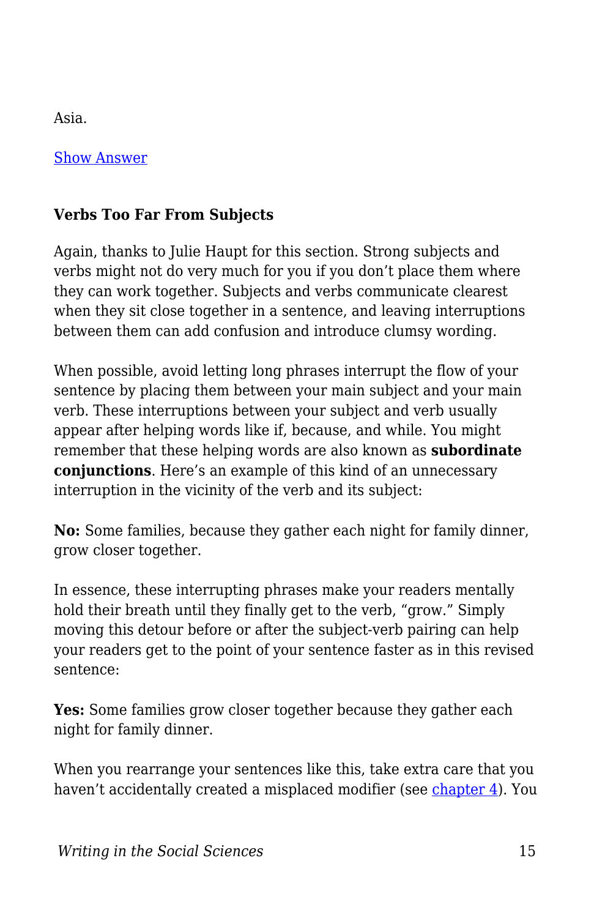Asia.

Show Answer

**Verbs Too Far From Subjects**

Again, thanks to Julie Haupt for this section. Strong subjects and verbs might not do very much for you if you don't place them where they can work together. Subjects and verbs communicate clearest when they sit close together in a sentence, and leaving interruptions between them can add confusion and introduce clumsy wording.

When possible, avoid letting long phrases interrupt the flow of your sentence by placing them between your main subject and your main verb. These interruptions between your subject and verb usually appear after helping words like if, because, and while. You might remember that these helping words are also known as **subordinate conjunctions**. Here's an example of this kind of an unnecessary interruption in the vicinity of the verb and its subject:

**No:** Some families, because they gather each night for family dinner, grow closer together.

In essence, these interrupting phrases make your readers mentally hold their breath until they finally get to the verb, "grow." Simply moving this detour before or after the subject-verb pairing can help your readers get to the point of your sentence faster as in this revised sentence:

**Yes:** Some families grow closer together because they gather each night for family dinner.

When you rearrange your sentences like this, take extra care that you haven't accidentally created a misplaced modifier (see chapter 4). You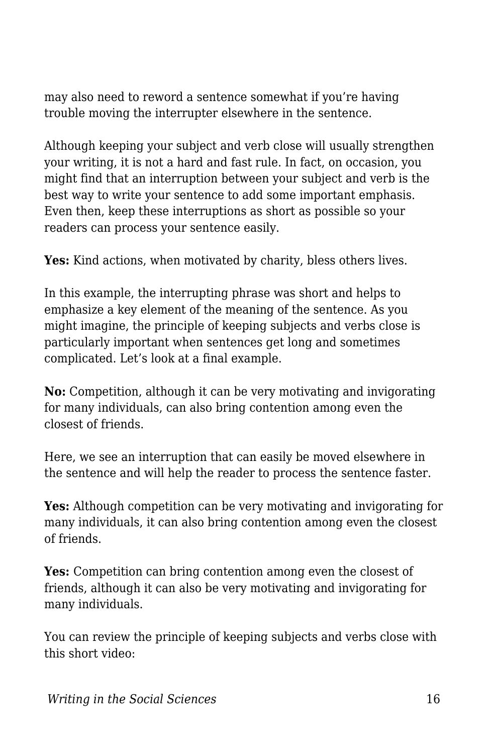may also need to reword a sentence somewhat if you’re having trouble moving the interrupter elsewhere in the sentence.

Although keeping your subject and verb close will usually strengthen your writing, it is not a hard and fast rule. In fact, on occasion, you might find that an interruption between your subject and verb is the best way to write your sentence to add some important emphasis. Even then, keep these interruptions as short as possible so your readers can process your sentence easily.

**Yes:** Kind actions, when motivated by charity, bless others lives.

In this example, the interrupting phrase was short and helps to emphasize a key element of the meaning of the sentence. As you might imagine, the principle of keeping subjects and verbs close is particularly important when sentences get long and sometimes complicated. Let’s look at a final example.

**No:** Competition, although it can be very motivating and invigorating for many individuals, can also bring contention among even the closest of friends.

Here, we see an interruption that can easily be moved elsewhere in the sentence and will help the reader to process the sentence faster.

**Yes:** Although competition can be very motivating and invigorating for many individuals, it can also bring contention among even the closest of friends.

**Yes:** Competition can bring contention among even the closest of friends, although it can also be very motivating and invigorating for many individuals.

You can review the principle of keeping subjects and verbs close with this short video: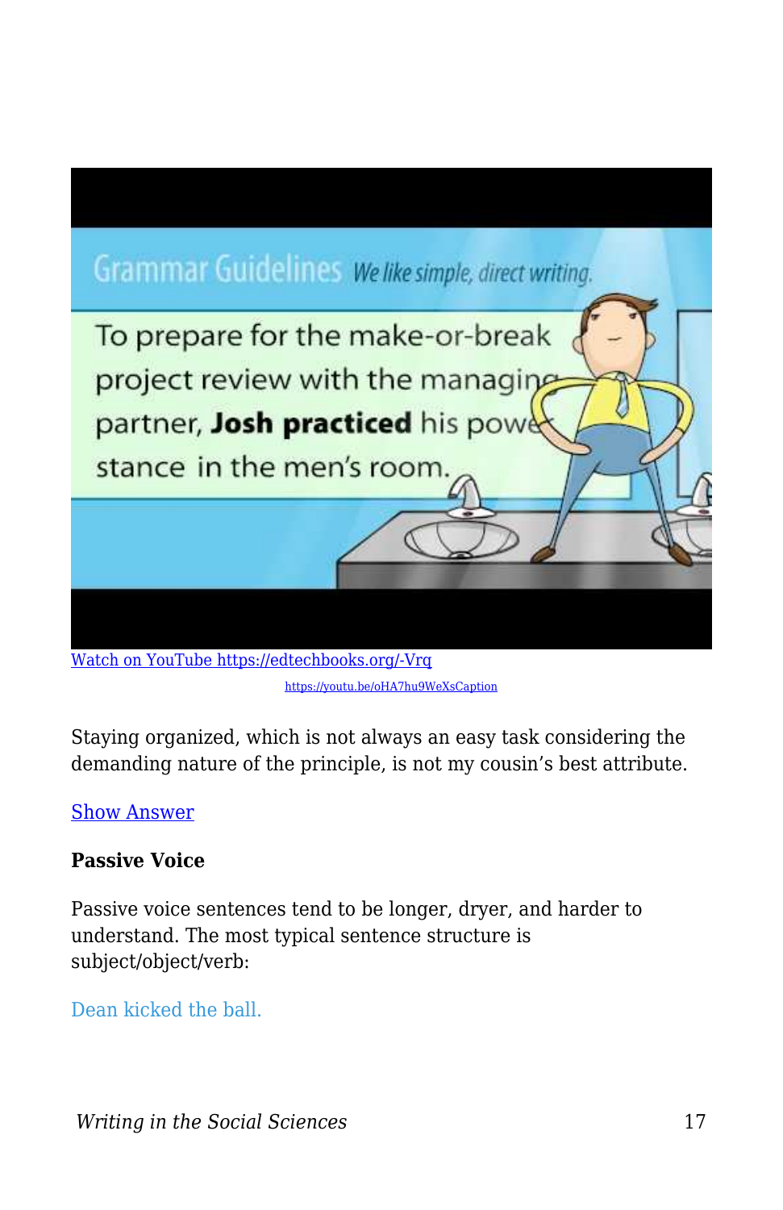[Watch on YouTube https://edtechbooks.org/-Vrq](https://edtechbooks.org/-Vrq)

[https://youtu.be/oHA7hu9WeXsCaption](https://youtu.be/oHA7hu9WeXsCaption)

Staying organized, which is not always an easy task considering the demanding nature of the principle, is not my cousin's best attribute.

[Show Answer]()

**Passive Voice**

Passive voice sentences tend to be longer, dryer, and harder to understand. The most typical sentence structure is subject/object/verb:

Dean kicked the ball.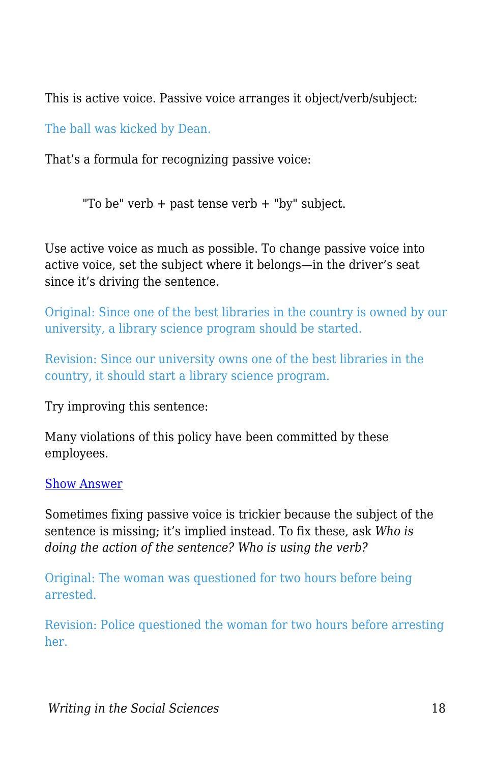This is active voice. Passive voice arranges it object/verb/subject:

The ball was kicked by Dean.

That's a formula for recognizing passive voice:

> "To be" verb + past tense verb + "by" subject.

Use active voice as much as possible. To change passive voice into active voice, set the subject where it belongs—in the driver's seat since it's driving the sentence.

Original: Since one of the best libraries in the country is owned by our university, a library science program should be started.

Revision: Since our university owns one of the best libraries in the country, it should start a library science program.

Try improving this sentence:

Many violations of this policy have been committed by these employees.

Show Answer

Sometimes fixing passive voice is trickier because the subject of the sentence is missing; it's implied instead. To fix these, ask *Who is doing the action of the sentence? Who is using the verb?*

Original: The woman was questioned for two hours before being arrested.

Revision: Police questioned the woman for two hours before arresting her.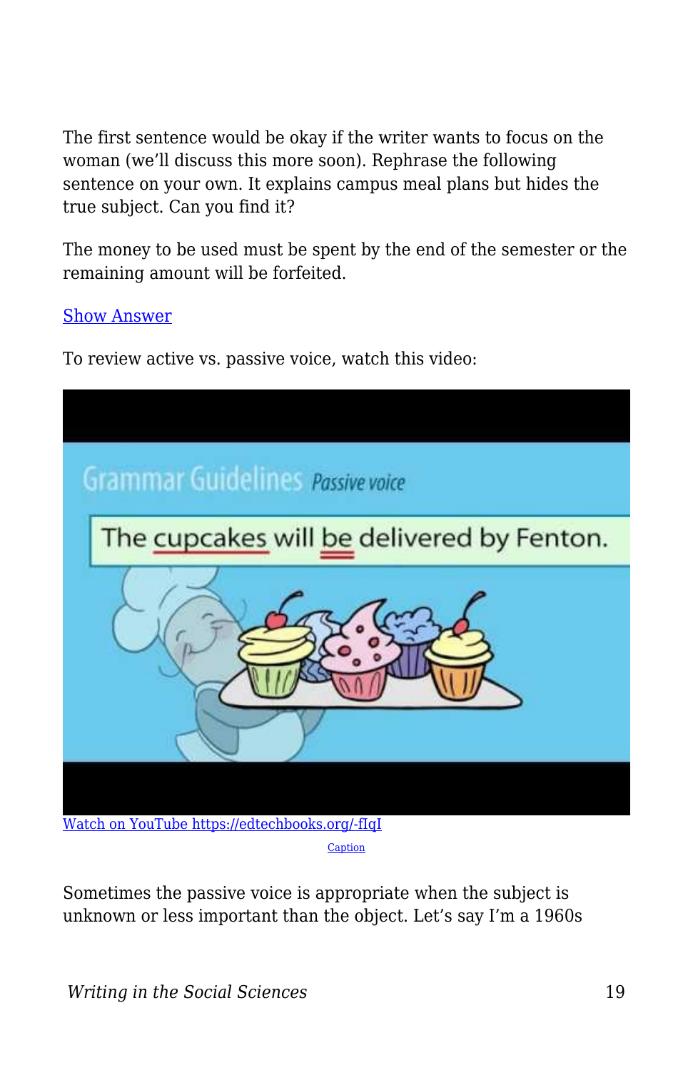The first sentence would be okay if the writer wants to focus on the woman (we'll discuss this more soon). Rephrase the following sentence on your own. It explains campus meal plans but hides the true subject. Can you find it?

The money to be used must be spent by the end of the semester or the remaining amount will be forfeited.

[Show Answer]

To review active vs. passive voice, watch this video:

[Watch on YouTube https://edtechbooks.org/-fIqI]

[Caption]

Sometimes the passive voice is appropriate when the subject is unknown or less important than the object. Let's say I'm a 1960s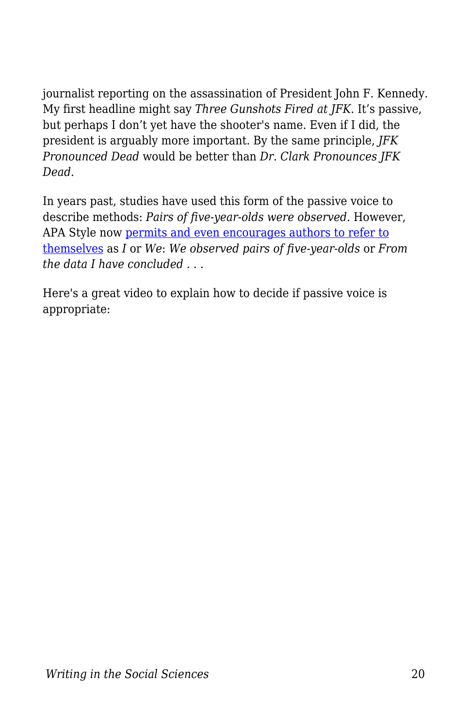journalist reporting on the assassination of President John F. Kennedy. My first headline might say *Three Gunshots Fired at JFK*. It's passive, but perhaps I don't yet have the shooter's name. Even if I did, the president is arguably more important. By the same principle, *JFK Pronounced Dead* would be better than *Dr. Clark Pronounces JFK Dead*.

In years past, studies have used this form of the passive voice to describe methods: *Pairs of five-year-olds were observed*. However, APA Style now permits and even encourages authors to refer to themselves as *I* or *We*: *We observed pairs of five-year-olds* or *From the data I have concluded . . .*

Here's a great video to explain how to decide if passive voice is appropriate: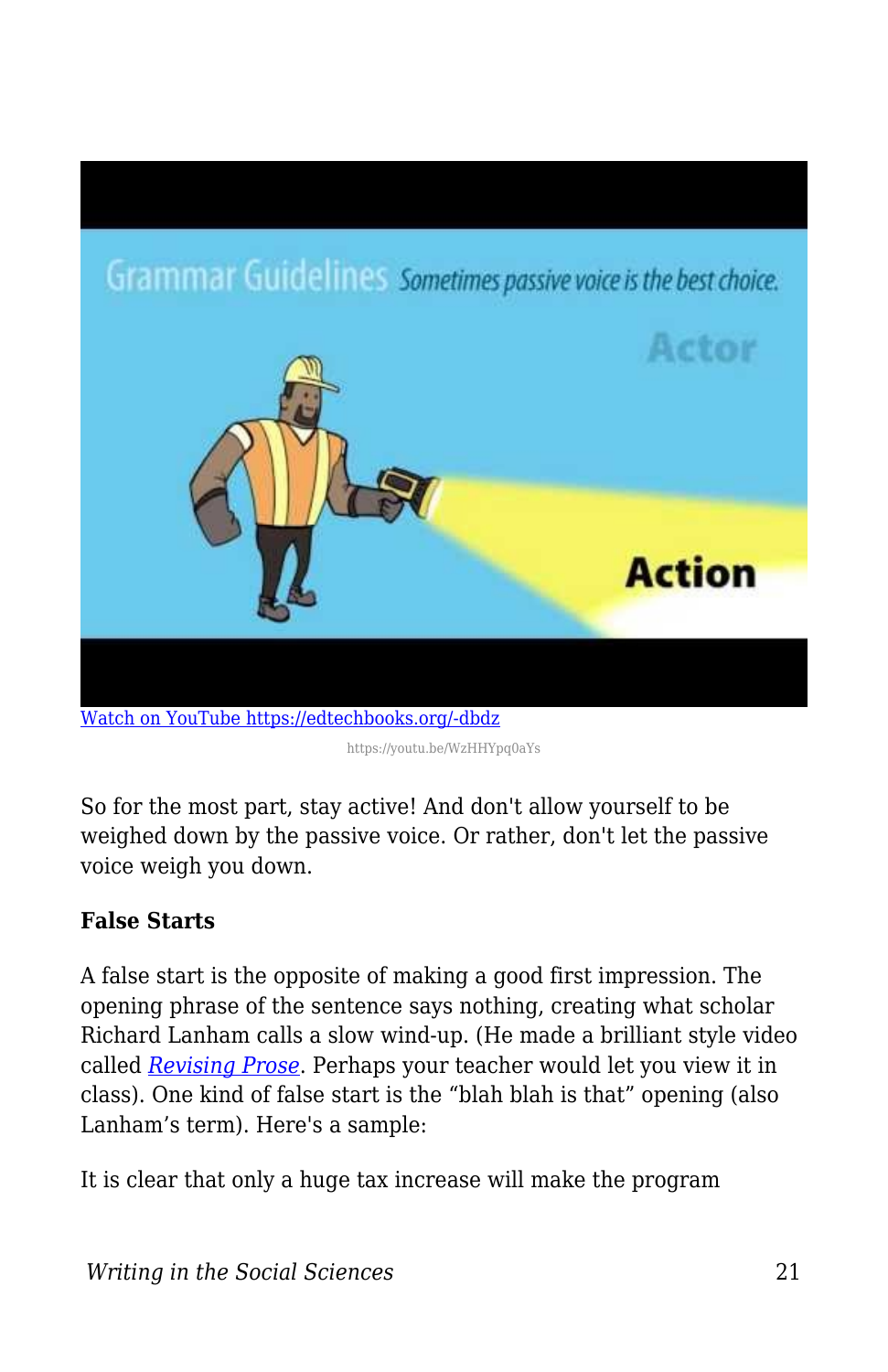[Watch on YouTube https://edtechbooks.org/-dbdz](https://edtechbooks.org/-dbdz)

https://youtu.be/WzHHYpq0aYs

So for the most part, stay active! And don't allow yourself to be weighed down by the passive voice. Or rather, don't let the passive voice weigh you down.

**False Starts**

A false start is the opposite of making a good first impression. The opening phrase of the sentence says nothing, creating what scholar Richard Lanham calls a slow wind-up. (He made a brilliant style video called *Revising Prose*. Perhaps your teacher would let you view it in class). One kind of false start is the "blah blah is that" opening (also Lanham's term). Here's a sample:

It is clear that only a huge tax increase will make the program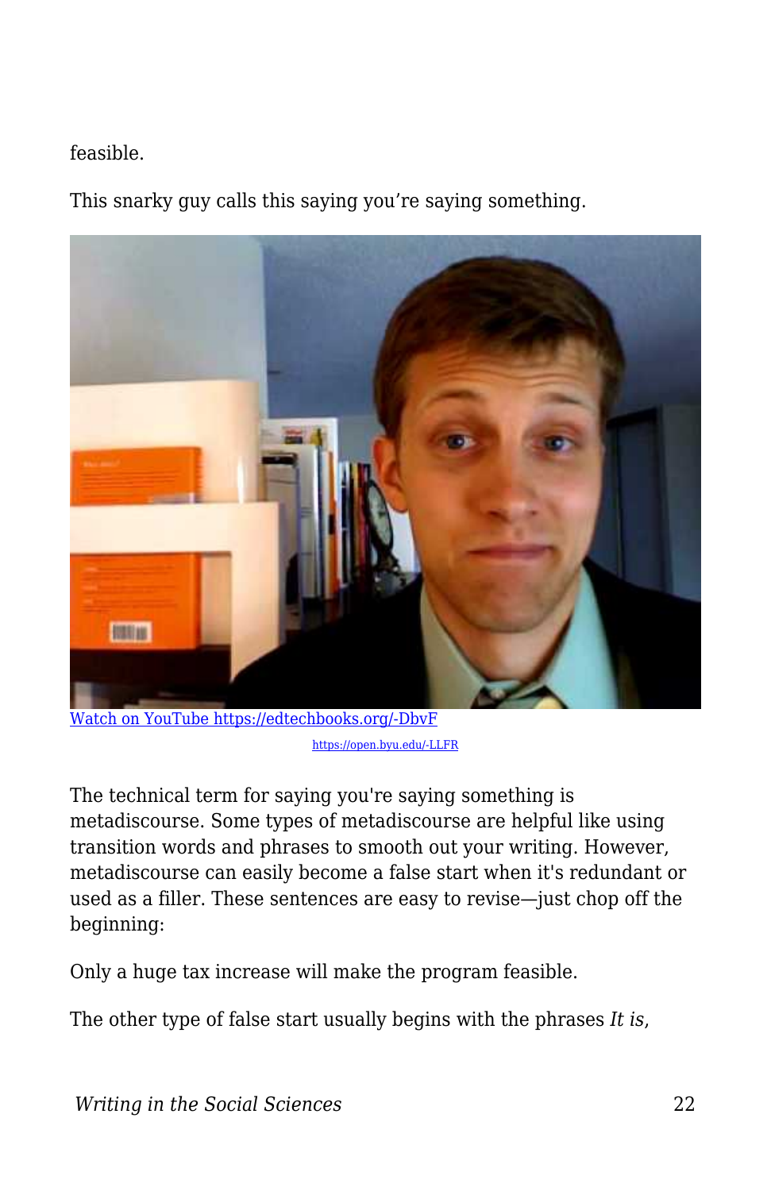feasible.

This snarky guy calls this saying you're saying something.

[Watch on YouTube https://edtechbooks.org/-DbvF](https://edtechbooks.org/-DbvF)

[https://open.byu.edu/-LLFR](https://open.byu.edu/-LLFR)

The technical term for saying you're saying something is metadiscourse. Some types of metadiscourse are helpful like using transition words and phrases to smooth out your writing. However, metadiscourse can easily become a false start when it's redundant or used as a filler. These sentences are easy to revise—just chop off the beginning:

Only a huge tax increase will make the program feasible.

The other type of false start usually begins with the phrases *It is*,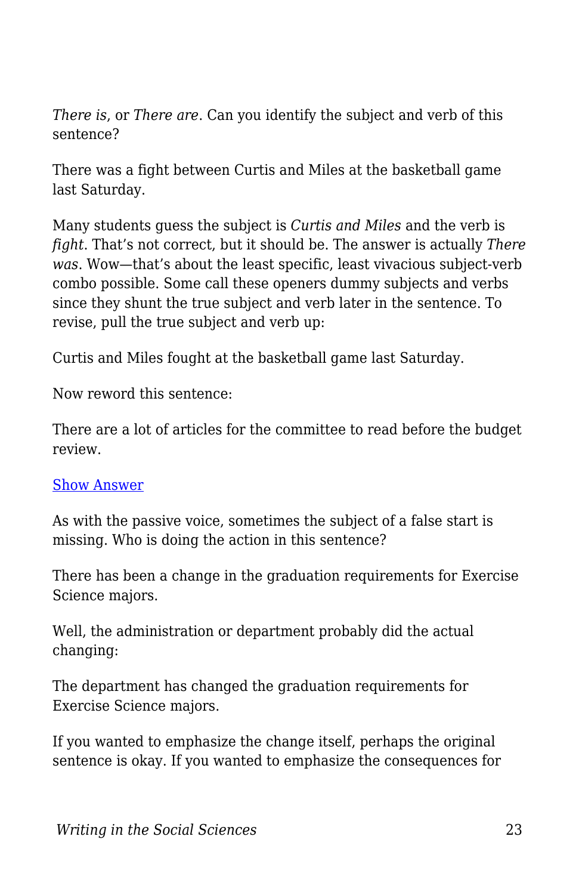*There is*, or *There are*. Can you identify the subject and verb of this sentence?

There was a fight between Curtis and Miles at the basketball game last Saturday.

Many students guess the subject is *Curtis and Miles* and the verb is *fight*. That's not correct, but it should be. The answer is actually *There was*. Wow—that's about the least specific, least vivacious subject-verb combo possible. Some call these openers dummy subjects and verbs since they shunt the true subject and verb later in the sentence. To revise, pull the true subject and verb up:

Curtis and Miles fought at the basketball game last Saturday.

Now reword this sentence:

There are a lot of articles for the committee to read before the budget review.

Show Answer

As with the passive voice, sometimes the subject of a false start is missing. Who is doing the action in this sentence?

There has been a change in the graduation requirements for Exercise Science majors.

Well, the administration or department probably did the actual changing:

The department has changed the graduation requirements for Exercise Science majors.

If you wanted to emphasize the change itself, perhaps the original sentence is okay. If you wanted to emphasize the consequences for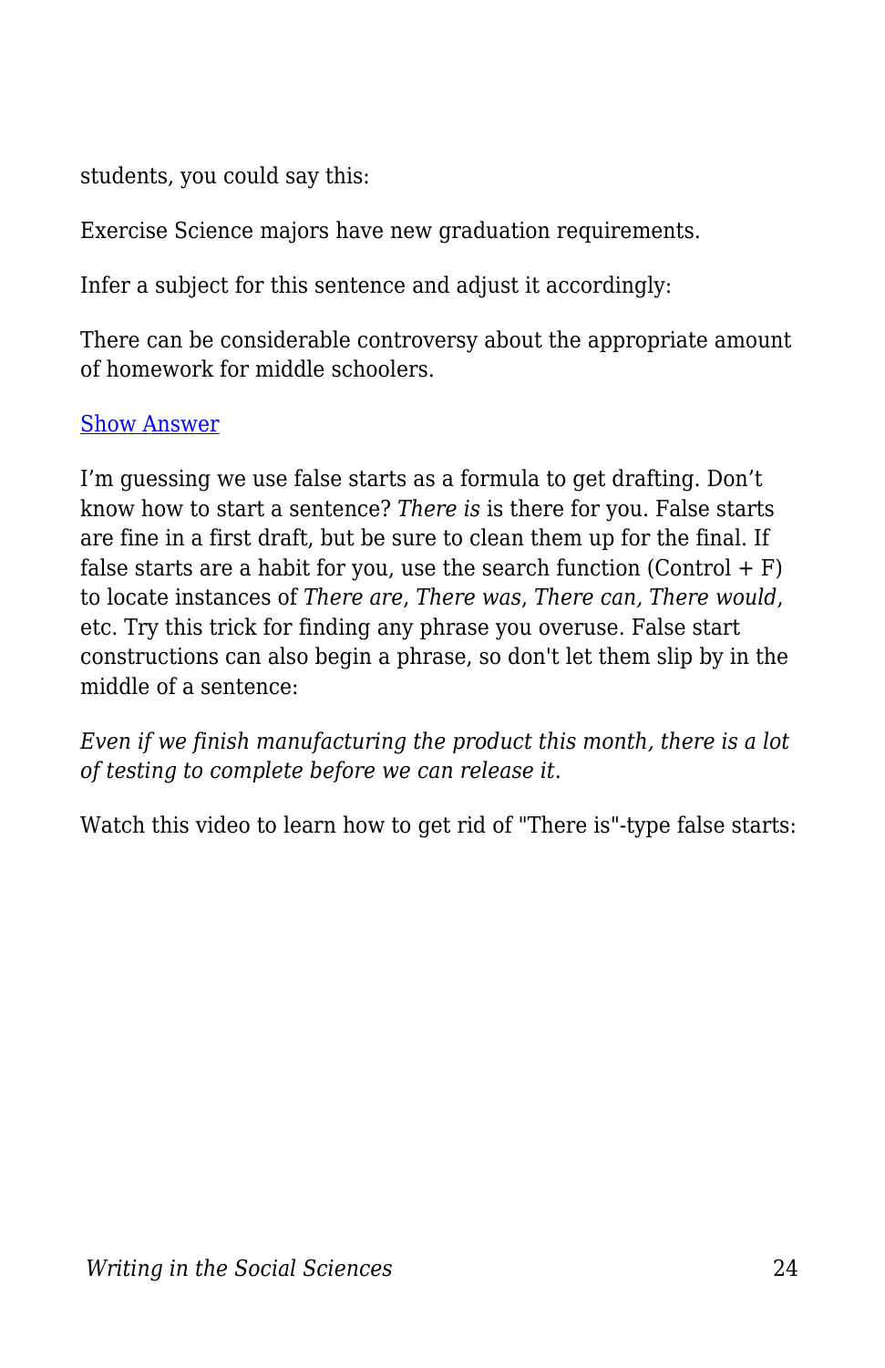students, you could say this:

Exercise Science majors have new graduation requirements.

Infer a subject for this sentence and adjust it accordingly:

There can be considerable controversy about the appropriate amount of homework for middle schoolers.

[Show Answer]

I'm guessing we use false starts as a formula to get drafting. Don't know how to start a sentence? *There is* is there for you. False starts are fine in a first draft, but be sure to clean them up for the final. If false starts are a habit for you, use the search function (Control + F) to locate instances of *There are*, *There was*, *There can, There would*, etc. Try this trick for finding any phrase you overuse. False start constructions can also begin a phrase, so don't let them slip by in the middle of a sentence:

*Even if we finish manufacturing the product this month, there is a lot of testing to complete before we can release it.*

Watch this video to learn how to get rid of "There is"-type false starts: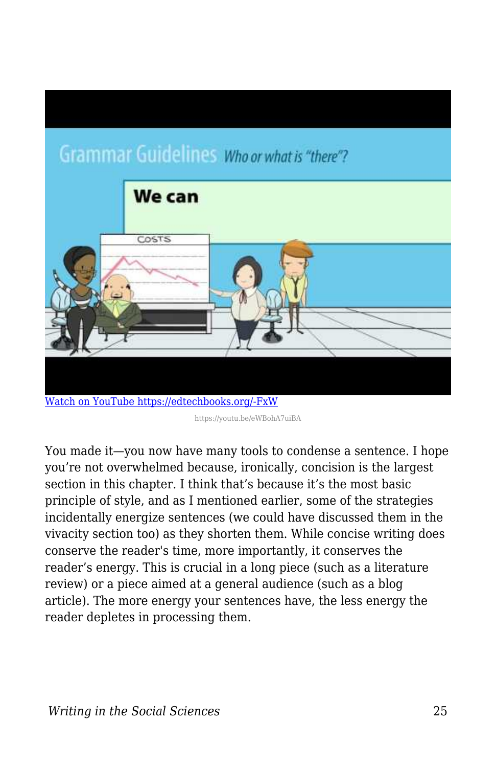[Watch on YouTube https://edtechbooks.org/-FxW](https://edtechbooks.org/-FxW)

https://youtu.be/eWBohA7uiBA

You made it—you now have many tools to condense a sentence. I hope you're not overwhelmed because, ironically, concision is the largest section in this chapter. I think that's because it's the most basic principle of style, and as I mentioned earlier, some of the strategies incidentally energize sentences (we could have discussed them in the vivacity section too) as they shorten them. While concise writing does conserve the reader's time, more importantly, it conserves the reader's energy. This is crucial in a long piece (such as a literature review) or a piece aimed at a general audience (such as a blog article). The more energy your sentences have, the less energy the reader depletes in processing them.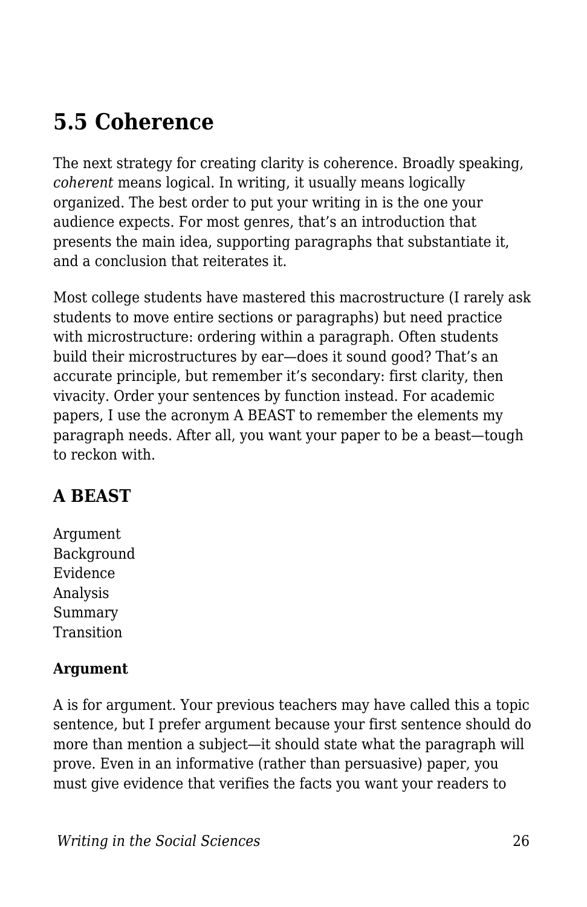## 5.5 Coherence

The next strategy for creating clarity is coherence. Broadly speaking, *coherent* means logical. In writing, it usually means logically organized. The best order to put your writing in is the one your audience expects. For most genres, that's an introduction that presents the main idea, supporting paragraphs that substantiate it, and a conclusion that reiterates it.

Most college students have mastered this macrostructure (I rarely ask students to move entire sections or paragraphs) but need practice with microstructure: ordering within a paragraph. Often students build their microstructures by ear—does it sound good? That's an accurate principle, but remember it's secondary: first clarity, then vivacity. Order your sentences by function instead. For academic papers, I use the acronym A BEAST to remember the elements my paragraph needs. After all, you want your paper to be a beast—tough to reckon with.

### A BEAST

Argument
Background
Evidence
Analysis
Summary
Transition

#### Argument

A is for argument. Your previous teachers may have called this a topic sentence, but I prefer argument because your first sentence should do more than mention a subject—it should state what the paragraph will prove. Even in an informative (rather than persuasive) paper, you must give evidence that verifies the facts you want your readers to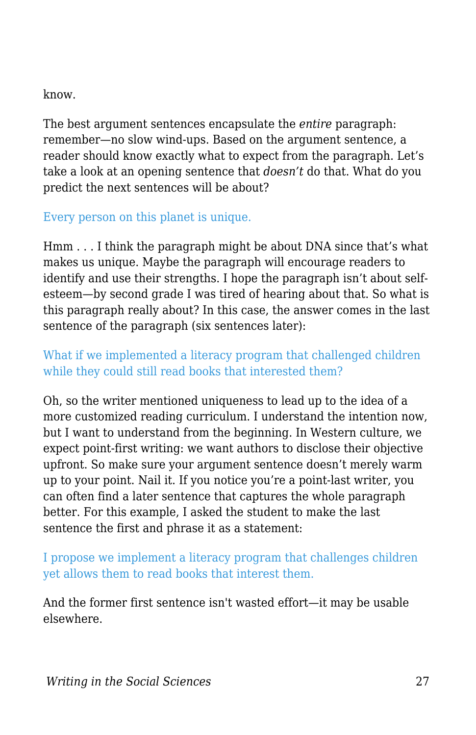know.

The best argument sentences encapsulate the *entire* paragraph: remember—no slow wind-ups. Based on the argument sentence, a reader should know exactly what to expect from the paragraph. Let's take a look at an opening sentence that *doesn't* do that. What do you predict the next sentences will be about?

Every person on this planet is unique.

Hmm . . . I think the paragraph might be about DNA since that's what makes us unique. Maybe the paragraph will encourage readers to identify and use their strengths. I hope the paragraph isn't about self-esteem—by second grade I was tired of hearing about that. So what is this paragraph really about? In this case, the answer comes in the last sentence of the paragraph (six sentences later):

What if we implemented a literacy program that challenged children while they could still read books that interested them?

Oh, so the writer mentioned uniqueness to lead up to the idea of a more customized reading curriculum. I understand the intention now, but I want to understand from the beginning. In Western culture, we expect point-first writing: we want authors to disclose their objective upfront. So make sure your argument sentence doesn't merely warm up to your point. Nail it. If you notice you're a point-last writer, you can often find a later sentence that captures the whole paragraph better. For this example, I asked the student to make the last sentence the first and phrase it as a statement:

I propose we implement a literacy program that challenges children yet allows them to read books that interest them.

And the former first sentence isn't wasted effort—it may be usable elsewhere.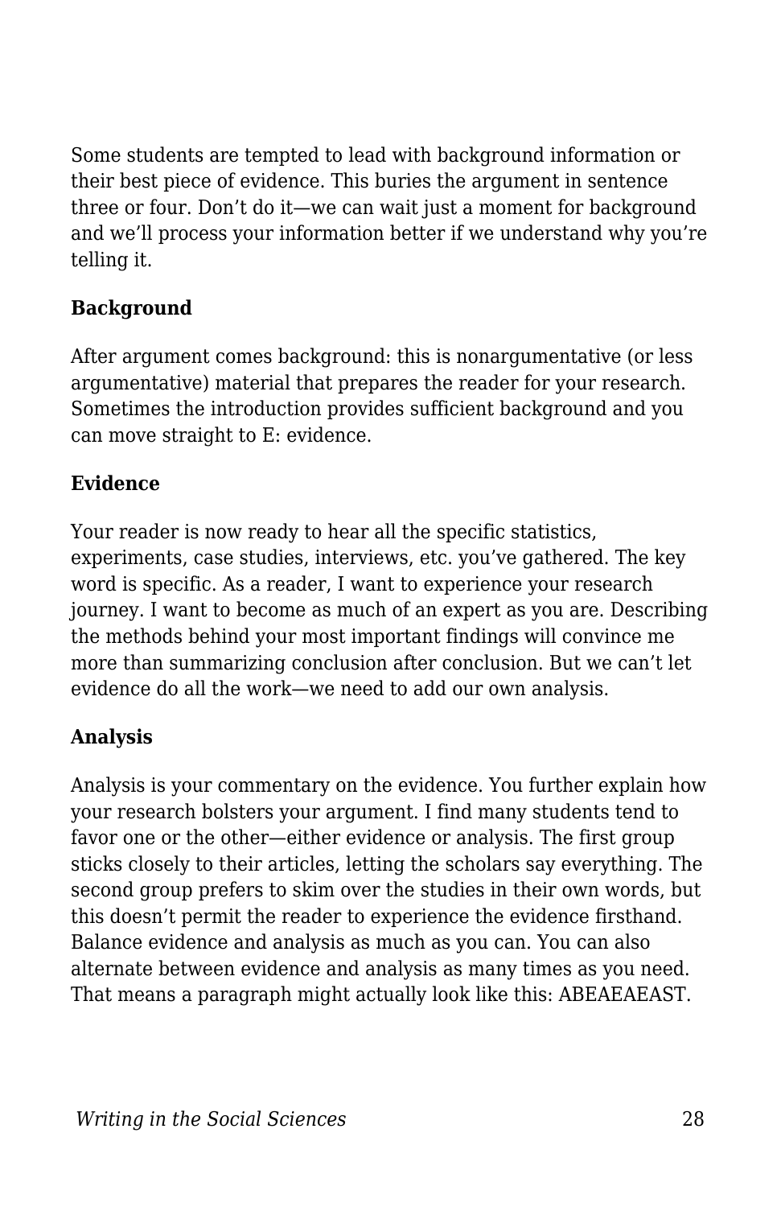Some students are tempted to lead with background information or their best piece of evidence. This buries the argument in sentence three or four. Don't do it—we can wait just a moment for background and we'll process your information better if we understand why you're telling it.

### Background

After argument comes background: this is nonargumentative (or less argumentative) material that prepares the reader for your research. Sometimes the introduction provides sufficient background and you can move straight to E: evidence.

### Evidence

Your reader is now ready to hear all the specific statistics, experiments, case studies, interviews, etc. you've gathered. The key word is specific. As a reader, I want to experience your research journey. I want to become as much of an expert as you are. Describing the methods behind your most important findings will convince me more than summarizing conclusion after conclusion. But we can't let evidence do all the work—we need to add our own analysis.

### Analysis

Analysis is your commentary on the evidence. You further explain how your research bolsters your argument. I find many students tend to favor one or the other—either evidence or analysis. The first group sticks closely to their articles, letting the scholars say everything. The second group prefers to skim over the studies in their own words, but this doesn't permit the reader to experience the evidence firsthand. Balance evidence and analysis as much as you can. You can also alternate between evidence and analysis as many times as you need. That means a paragraph might actually look like this: ABEAEAEAST.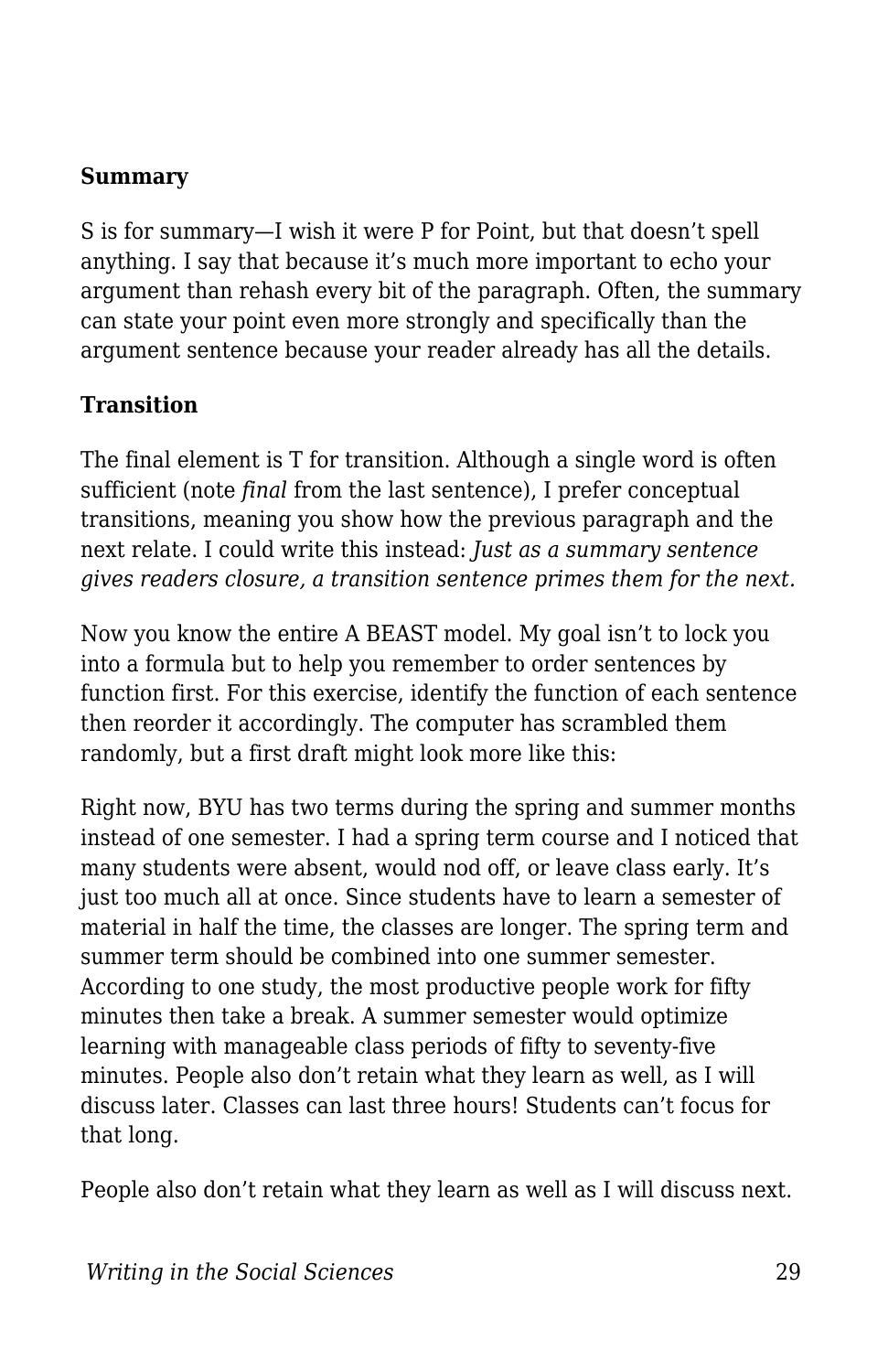**Summary**

S is for summary—I wish it were P for Point, but that doesn't spell anything. I say that because it's much more important to echo your argument than rehash every bit of the paragraph. Often, the summary can state your point even more strongly and specifically than the argument sentence because your reader already has all the details.

**Transition**

The final element is T for transition. Although a single word is often sufficient (note *final* from the last sentence), I prefer conceptual transitions, meaning you show how the previous paragraph and the next relate. I could write this instead: *Just as a summary sentence gives readers closure, a transition sentence primes them for the next.*

Now you know the entire A BEAST model. My goal isn't to lock you into a formula but to help you remember to order sentences by function first. For this exercise, identify the function of each sentence then reorder it accordingly. The computer has scrambled them randomly, but a first draft might look more like this:

Right now, BYU has two terms during the spring and summer months instead of one semester. I had a spring term course and I noticed that many students were absent, would nod off, or leave class early. It's just too much all at once. Since students have to learn a semester of material in half the time, the classes are longer. The spring term and summer term should be combined into one summer semester. According to one study, the most productive people work for fifty minutes then take a break. A summer semester would optimize learning with manageable class periods of fifty to seventy-five minutes. People also don't retain what they learn as well, as I will discuss later. Classes can last three hours! Students can't focus for that long.

People also don't retain what they learn as well as I will discuss next.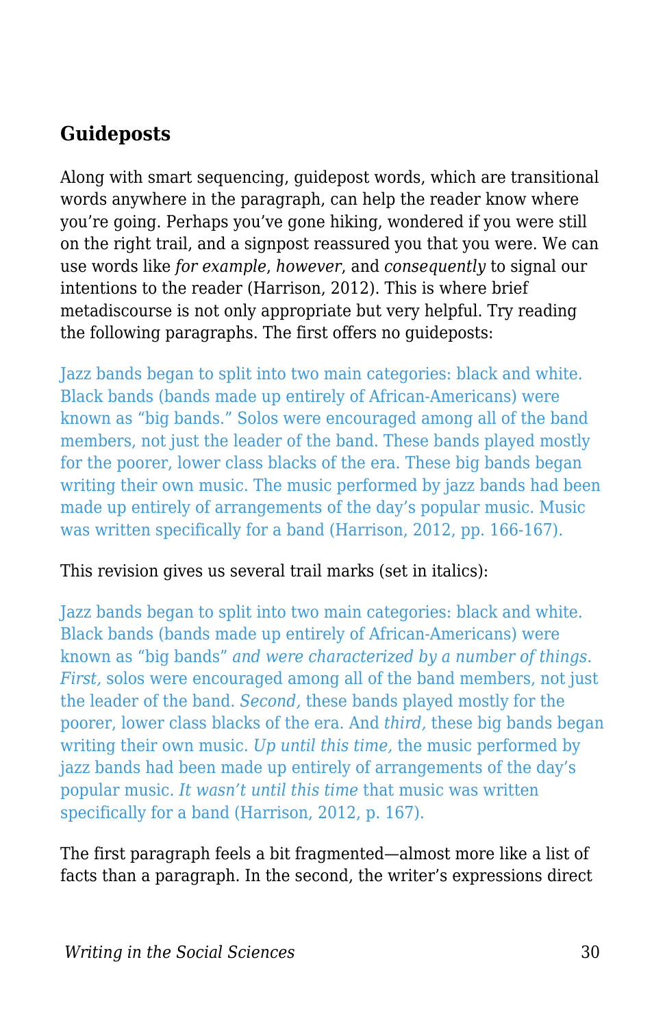## Guideposts

Along with smart sequencing, guidepost words, which are transitional words anywhere in the paragraph, can help the reader know where you're going. Perhaps you've gone hiking, wondered if you were still on the right trail, and a signpost reassured you that you were. We can use words like *for example*, *however*, and *consequently* to signal our intentions to the reader (Harrison, 2012). This is where brief metadiscourse is not only appropriate but very helpful. Try reading the following paragraphs. The first offers no guideposts:

> Jazz bands began to split into two main categories: black and white. Black bands (bands made up entirely of African-Americans) were known as "big bands." Solos were encouraged among all of the band members, not just the leader of the band. These bands played mostly for the poorer, lower class blacks of the era. These big bands began writing their own music. The music performed by jazz bands had been made up entirely of arrangements of the day's popular music. Music was written specifically for a band (Harrison, 2012, pp. 166-167).

This revision gives us several trail marks (set in italics):

> Jazz bands began to split into two main categories: black and white. Black bands (bands made up entirely of African-Americans) were known as "big bands" *and were characterized by a number of things. First,* solos were encouraged among all of the band members, not just the leader of the band. *Second,* these bands played mostly for the poorer, lower class blacks of the era. And *third,* these big bands began writing their own music. *Up until this time,* the music performed by jazz bands had been made up entirely of arrangements of the day's popular music. *It wasn't until this time* that music was written specifically for a band (Harrison, 2012, p. 167).

The first paragraph feels a bit fragmented—almost more like a list of facts than a paragraph. In the second, the writer's expressions direct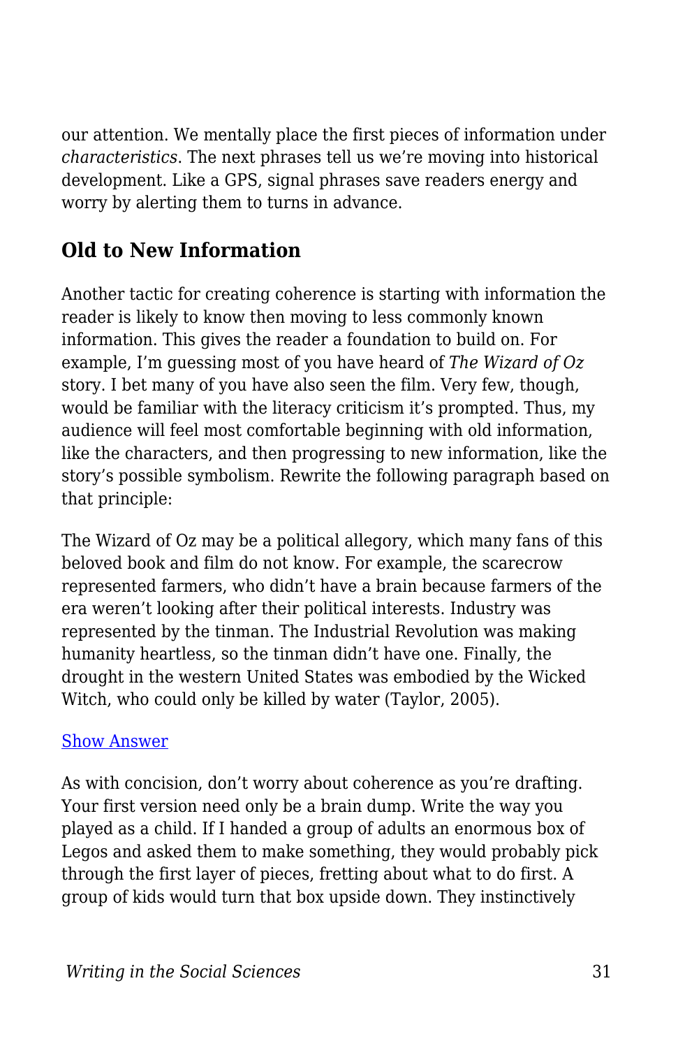our attention. We mentally place the first pieces of information under *characteristics*. The next phrases tell us we're moving into historical development. Like a GPS, signal phrases save readers energy and worry by alerting them to turns in advance.

## Old to New Information

Another tactic for creating coherence is starting with information the reader is likely to know then moving to less commonly known information. This gives the reader a foundation to build on. For example, I'm guessing most of you have heard of *The Wizard of Oz* story. I bet many of you have also seen the film. Very few, though, would be familiar with the literacy criticism it's prompted. Thus, my audience will feel most comfortable beginning with old information, like the characters, and then progressing to new information, like the story's possible symbolism. Rewrite the following paragraph based on that principle:

The Wizard of Oz may be a political allegory, which many fans of this beloved book and film do not know. For example, the scarecrow represented farmers, who didn't have a brain because farmers of the era weren't looking after their political interests. Industry was represented by the tinman. The Industrial Revolution was making humanity heartless, so the tinman didn't have one. Finally, the drought in the western United States was embodied by the Wicked Witch, who could only be killed by water (Taylor, 2005).

Show Answer

As with concision, don't worry about coherence as you're drafting. Your first version need only be a brain dump. Write the way you played as a child. If I handed a group of adults an enormous box of Legos and asked them to make something, they would probably pick through the first layer of pieces, fretting about what to do first. A group of kids would turn that box upside down. They instinctively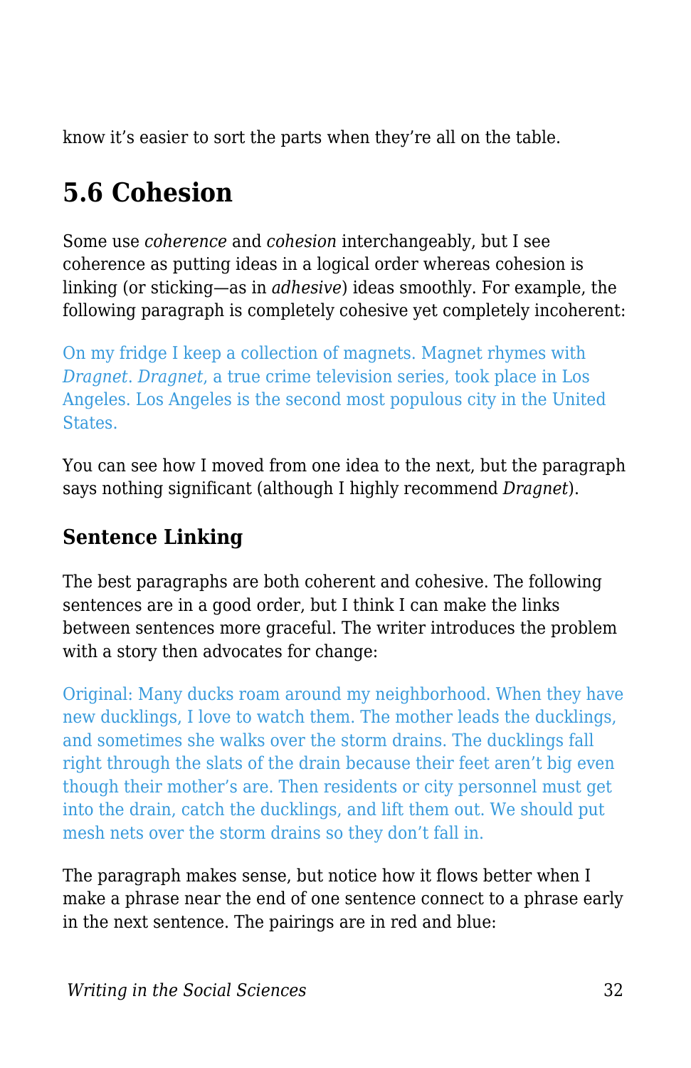know it's easier to sort the parts when they're all on the table.

## 5.6 Cohesion

Some use *coherence* and *cohesion* interchangeably, but I see coherence as putting ideas in a logical order whereas cohesion is linking (or sticking—as in *adhesive*) ideas smoothly. For example, the following paragraph is completely cohesive yet completely incoherent:

On my fridge I keep a collection of magnets. Magnet rhymes with *Dragnet*. *Dragnet*, a true crime television series, took place in Los Angeles. Los Angeles is the second most populous city in the United States.

You can see how I moved from one idea to the next, but the paragraph says nothing significant (although I highly recommend *Dragnet*).

### Sentence Linking

The best paragraphs are both coherent and cohesive. The following sentences are in a good order, but I think I can make the links between sentences more graceful. The writer introduces the problem with a story then advocates for change:

Original: Many ducks roam around my neighborhood. When they have new ducklings, I love to watch them. The mother leads the ducklings, and sometimes she walks over the storm drains. The ducklings fall right through the slats of the drain because their feet aren't big even though their mother's are. Then residents or city personnel must get into the drain, catch the ducklings, and lift them out. We should put mesh nets over the storm drains so they don't fall in.

The paragraph makes sense, but notice how it flows better when I make a phrase near the end of one sentence connect to a phrase early in the next sentence. The pairings are in red and blue: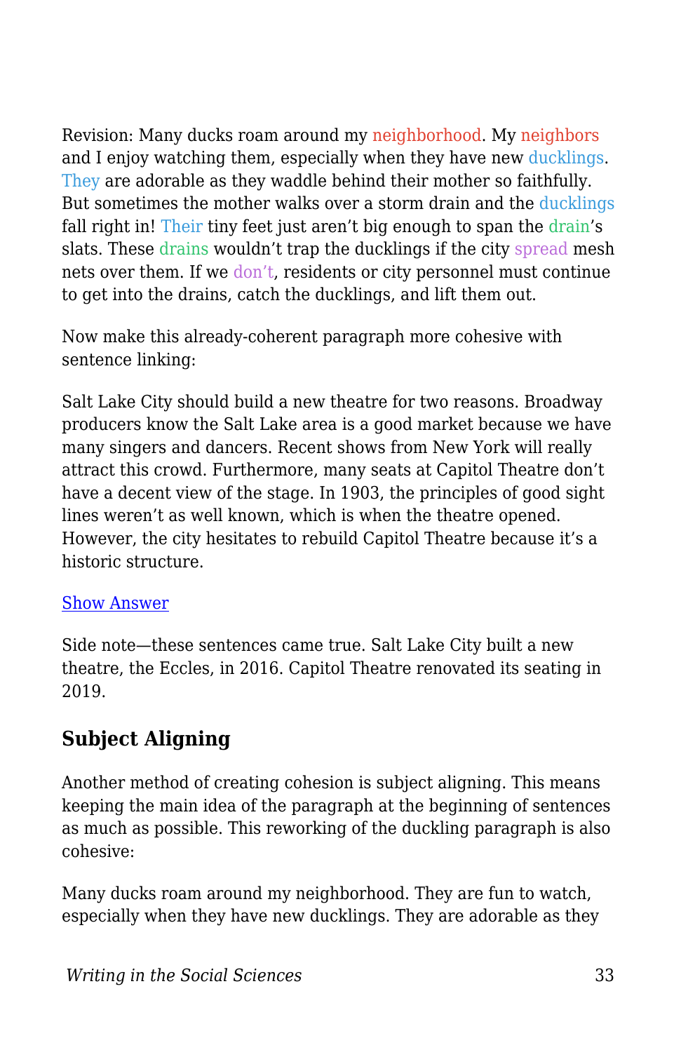Revision: Many ducks roam around my neighborhood. My neighbors and I enjoy watching them, especially when they have new ducklings. They are adorable as they waddle behind their mother so faithfully. But sometimes the mother walks over a storm drain and the ducklings fall right in! Their tiny feet just aren't big enough to span the drain's slats. These drains wouldn't trap the ducklings if the city spread mesh nets over them. If we don't, residents or city personnel must continue to get into the drains, catch the ducklings, and lift them out.

Now make this already-coherent paragraph more cohesive with sentence linking:

Salt Lake City should build a new theatre for two reasons. Broadway producers know the Salt Lake area is a good market because we have many singers and dancers. Recent shows from New York will really attract this crowd. Furthermore, many seats at Capitol Theatre don't have a decent view of the stage. In 1903, the principles of good sight lines weren't as well known, which is when the theatre opened. However, the city hesitates to rebuild Capitol Theatre because it's a historic structure.

Show Answer

Side note—these sentences came true. Salt Lake City built a new theatre, the Eccles, in 2016. Capitol Theatre renovated its seating in 2019.

## Subject Aligning

Another method of creating cohesion is subject aligning. This means keeping the main idea of the paragraph at the beginning of sentences as much as possible. This reworking of the duckling paragraph is also cohesive:

Many ducks roam around my neighborhood. They are fun to watch, especially when they have new ducklings. They are adorable as they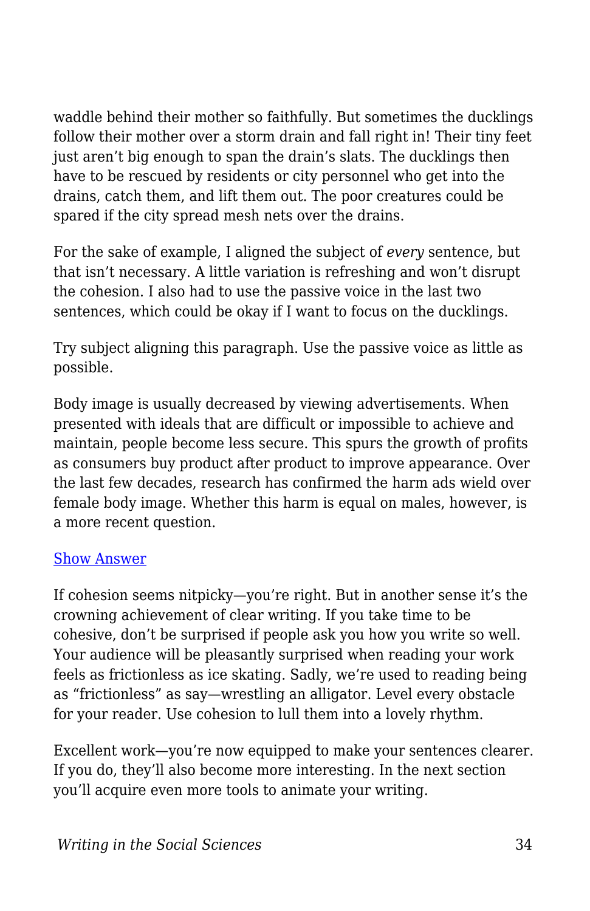waddle behind their mother so faithfully. But sometimes the ducklings follow their mother over a storm drain and fall right in! Their tiny feet just aren't big enough to span the drain's slats. The ducklings then have to be rescued by residents or city personnel who get into the drains, catch them, and lift them out. The poor creatures could be spared if the city spread mesh nets over the drains.

For the sake of example, I aligned the subject of *every* sentence, but that isn't necessary. A little variation is refreshing and won't disrupt the cohesion. I also had to use the passive voice in the last two sentences, which could be okay if I want to focus on the ducklings.

Try subject aligning this paragraph. Use the passive voice as little as possible.

Body image is usually decreased by viewing advertisements. When presented with ideals that are difficult or impossible to achieve and maintain, people become less secure. This spurs the growth of profits as consumers buy product after product to improve appearance. Over the last few decades, research has confirmed the harm ads wield over female body image. Whether this harm is equal on males, however, is a more recent question.

Show Answer

If cohesion seems nitpicky—you're right. But in another sense it's the crowning achievement of clear writing. If you take time to be cohesive, don't be surprised if people ask you how you write so well. Your audience will be pleasantly surprised when reading your work feels as frictionless as ice skating. Sadly, we're used to reading being as "frictionless" as say—wrestling an alligator. Level every obstacle for your reader. Use cohesion to lull them into a lovely rhythm.

Excellent work—you're now equipped to make your sentences clearer. If you do, they'll also become more interesting. In the next section you'll acquire even more tools to animate your writing.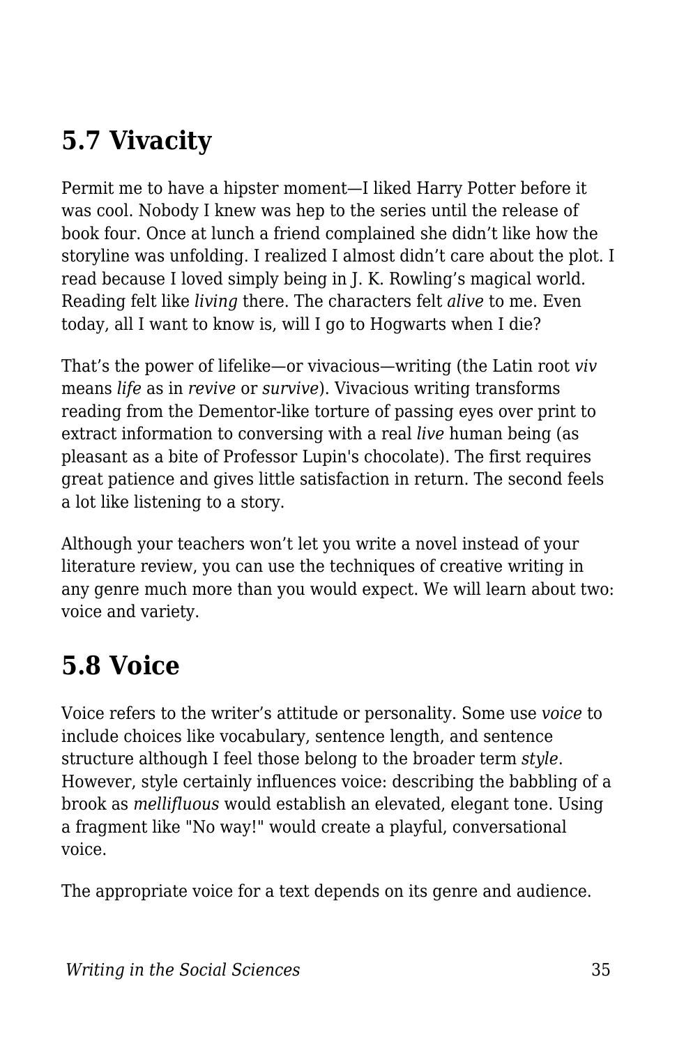## 5.7 Vivacity

Permit me to have a hipster moment—I liked Harry Potter before it was cool. Nobody I knew was hep to the series until the release of book four. Once at lunch a friend complained she didn't like how the storyline was unfolding. I realized I almost didn't care about the plot. I read because I loved simply being in J. K. Rowling's magical world. Reading felt like *living* there. The characters felt *alive* to me. Even today, all I want to know is, will I go to Hogwarts when I die?

That's the power of lifelike—or vivacious—writing (the Latin root *viv* means *life* as in *revive* or *survive*). Vivacious writing transforms reading from the Dementor-like torture of passing eyes over print to extract information to conversing with a real *live* human being (as pleasant as a bite of Professor Lupin's chocolate). The first requires great patience and gives little satisfaction in return. The second feels a lot like listening to a story.

Although your teachers won't let you write a novel instead of your literature review, you can use the techniques of creative writing in any genre much more than you would expect. We will learn about two: voice and variety.

## 5.8 Voice

Voice refers to the writer's attitude or personality. Some use *voice* to include choices like vocabulary, sentence length, and sentence structure although I feel those belong to the broader term *style*. However, style certainly influences voice: describing the babbling of a brook as *mellifluous* would establish an elevated, elegant tone. Using a fragment like "No way!" would create a playful, conversational voice.

The appropriate voice for a text depends on its genre and audience.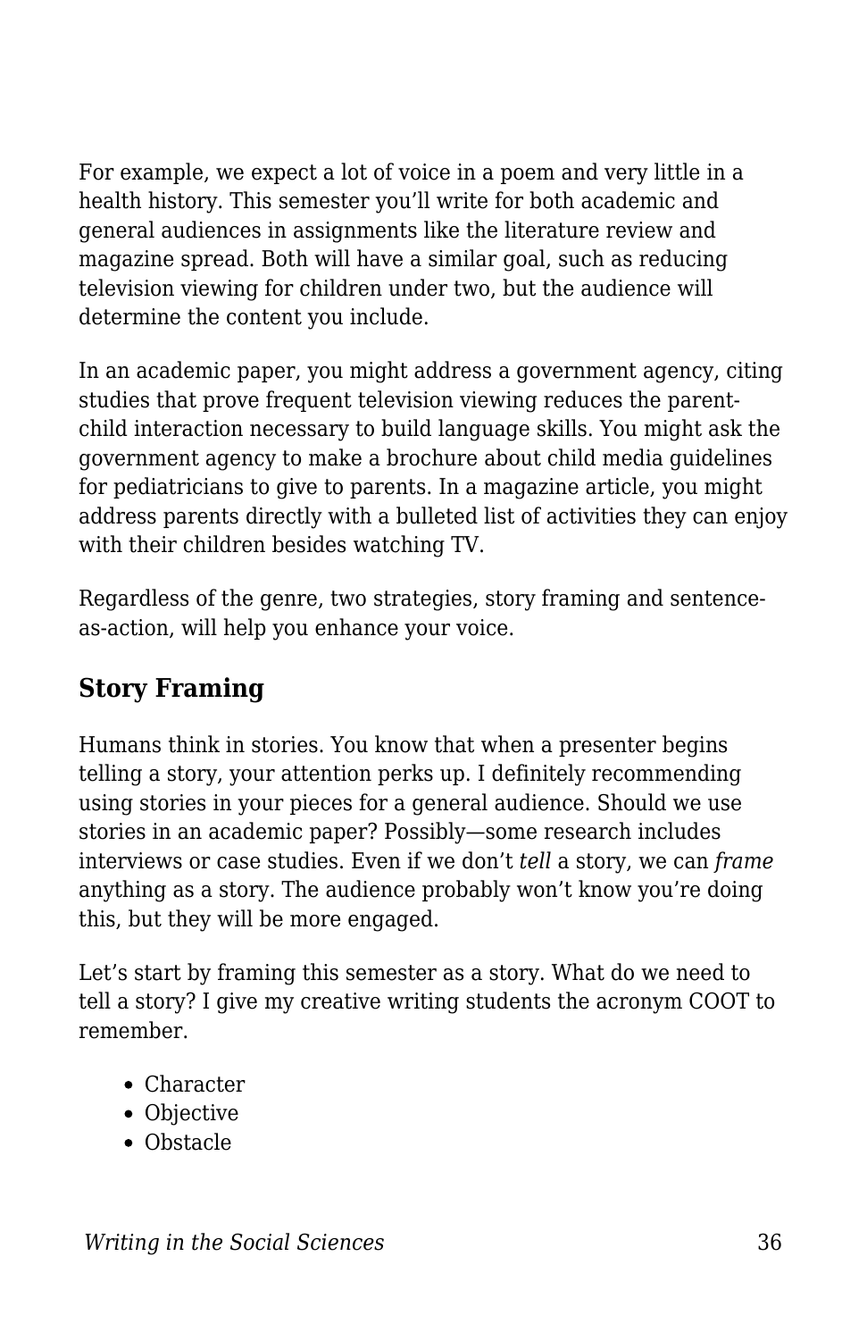For example, we expect a lot of voice in a poem and very little in a health history. This semester you'll write for both academic and general audiences in assignments like the literature review and magazine spread. Both will have a similar goal, such as reducing television viewing for children under two, but the audience will determine the content you include.

In an academic paper, you might address a government agency, citing studies that prove frequent television viewing reduces the parent-child interaction necessary to build language skills. You might ask the government agency to make a brochure about child media guidelines for pediatricians to give to parents. In a magazine article, you might address parents directly with a bulleted list of activities they can enjoy with their children besides watching TV.

Regardless of the genre, two strategies, story framing and sentence-as-action, will help you enhance your voice.

## Story Framing

Humans think in stories. You know that when a presenter begins telling a story, your attention perks up. I definitely recommending using stories in your pieces for a general audience. Should we use stories in an academic paper? Possibly—some research includes interviews or case studies. Even if we don't *tell* a story, we can *frame* anything as a story. The audience probably won't know you're doing this, but they will be more engaged.

Let's start by framing this semester as a story. What do we need to tell a story? I give my creative writing students the acronym COOT to remember.

- Character
- Objective
- Obstacle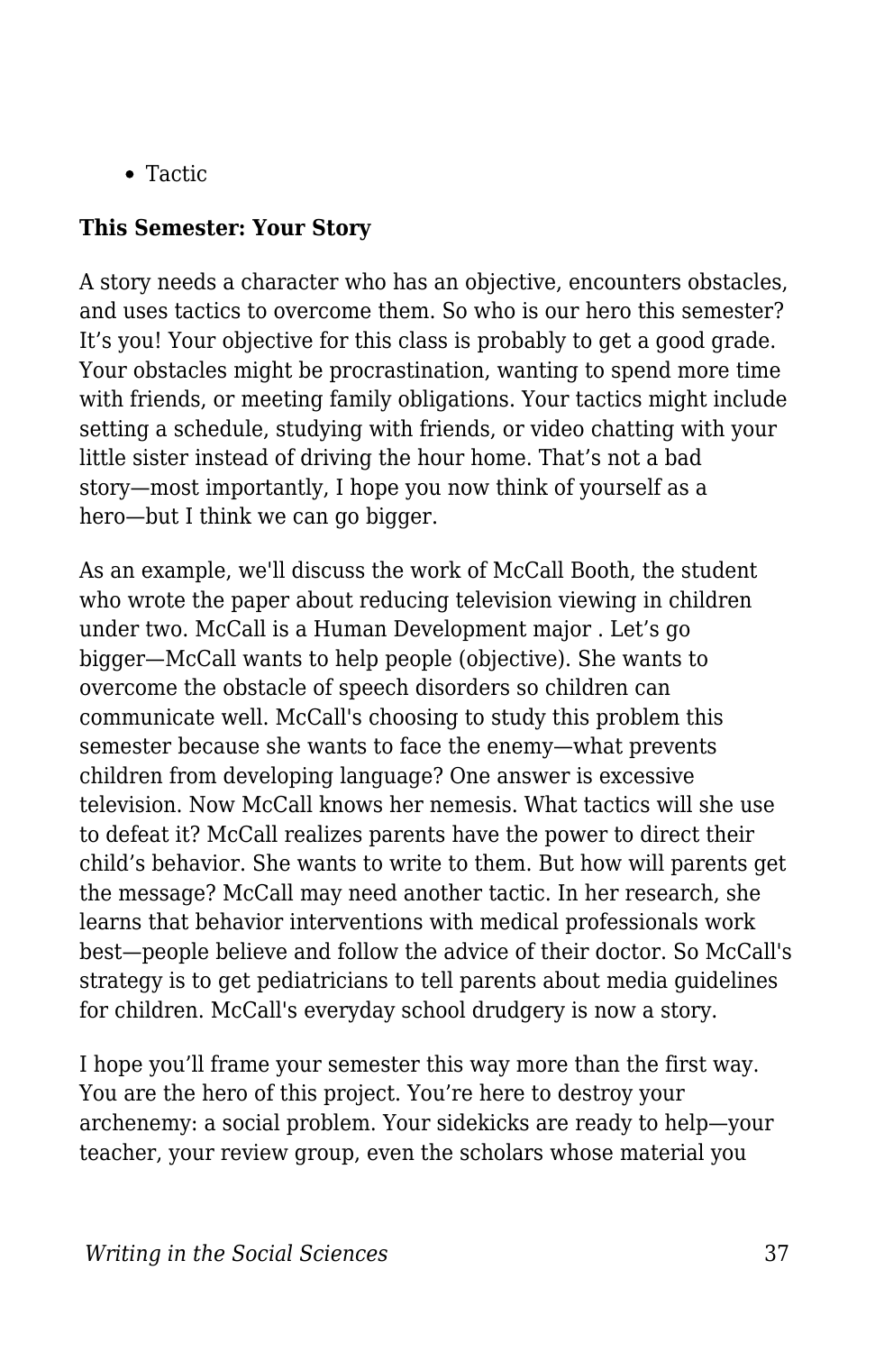- Tactic

**This Semester: Your Story**

A story needs a character who has an objective, encounters obstacles, and uses tactics to overcome them. So who is our hero this semester? It’s you! Your objective for this class is probably to get a good grade. Your obstacles might be procrastination, wanting to spend more time with friends, or meeting family obligations. Your tactics might include setting a schedule, studying with friends, or video chatting with your little sister instead of driving the hour home. That’s not a bad story—most importantly, I hope you now think of yourself as a hero—but I think we can go bigger.

As an example, we'll discuss the work of McCall Booth, the student who wrote the paper about reducing television viewing in children under two. McCall is a Human Development major . Let’s go bigger—McCall wants to help people (objective). She wants to overcome the obstacle of speech disorders so children can communicate well. McCall's choosing to study this problem this semester because she wants to face the enemy—what prevents children from developing language? One answer is excessive television. Now McCall knows her nemesis. What tactics will she use to defeat it? McCall realizes parents have the power to direct their child’s behavior. She wants to write to them. But how will parents get the message? McCall may need another tactic. In her research, she learns that behavior interventions with medical professionals work best—people believe and follow the advice of their doctor. So McCall's strategy is to get pediatricians to tell parents about media guidelines for children. McCall's everyday school drudgery is now a story.

I hope you’ll frame your semester this way more than the first way. You are the hero of this project. You’re here to destroy your archenemy: a social problem. Your sidekicks are ready to help—your teacher, your review group, even the scholars whose material you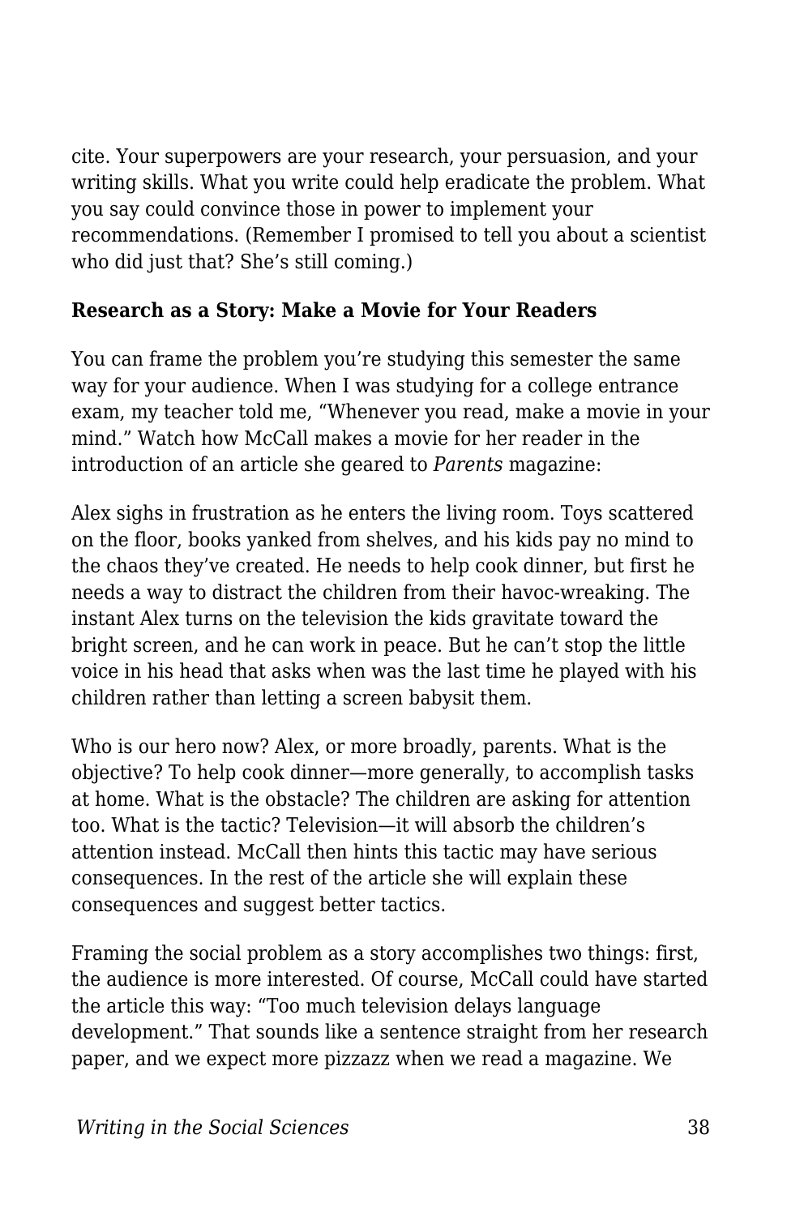cite. Your superpowers are your research, your persuasion, and your writing skills. What you write could help eradicate the problem. What you say could convince those in power to implement your recommendations. (Remember I promised to tell you about a scientist who did just that? She's still coming.)

**Research as a Story: Make a Movie for Your Readers**

You can frame the problem you're studying this semester the same way for your audience. When I was studying for a college entrance exam, my teacher told me, "Whenever you read, make a movie in your mind." Watch how McCall makes a movie for her reader in the introduction of an article she geared to *Parents* magazine:

Alex sighs in frustration as he enters the living room. Toys scattered on the floor, books yanked from shelves, and his kids pay no mind to the chaos they've created. He needs to help cook dinner, but first he needs a way to distract the children from their havoc-wreaking. The instant Alex turns on the television the kids gravitate toward the bright screen, and he can work in peace. But he can't stop the little voice in his head that asks when was the last time he played with his children rather than letting a screen babysit them.

Who is our hero now? Alex, or more broadly, parents. What is the objective? To help cook dinner—more generally, to accomplish tasks at home. What is the obstacle? The children are asking for attention too. What is the tactic? Television—it will absorb the children's attention instead. McCall then hints this tactic may have serious consequences. In the rest of the article she will explain these consequences and suggest better tactics.

Framing the social problem as a story accomplishes two things: first, the audience is more interested. Of course, McCall could have started the article this way: "Too much television delays language development." That sounds like a sentence straight from her research paper, and we expect more pizzazz when we read a magazine. We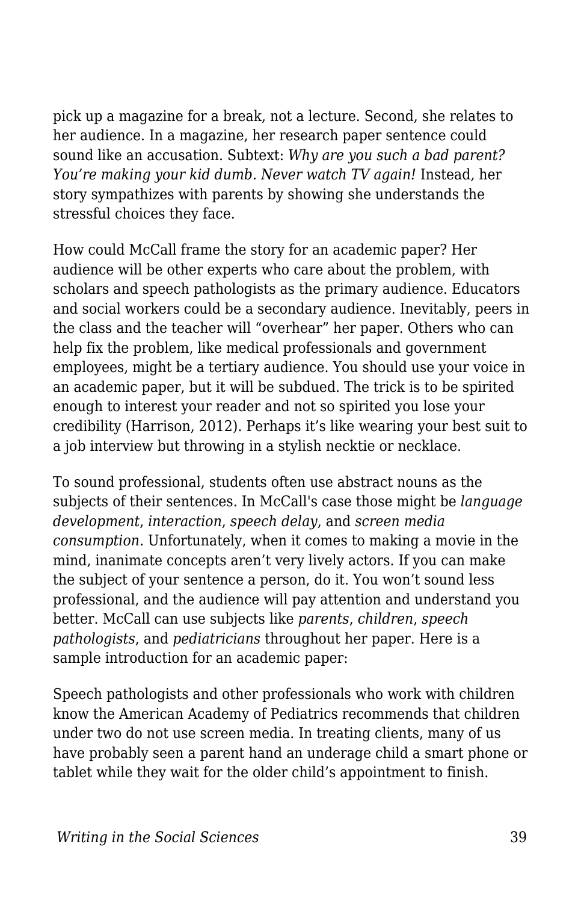pick up a magazine for a break, not a lecture. Second, she relates to her audience. In a magazine, her research paper sentence could sound like an accusation. Subtext: *Why are you such a bad parent? You're making your kid dumb. Never watch TV again!* Instead, her story sympathizes with parents by showing she understands the stressful choices they face.

How could McCall frame the story for an academic paper? Her audience will be other experts who care about the problem, with scholars and speech pathologists as the primary audience. Educators and social workers could be a secondary audience. Inevitably, peers in the class and the teacher will "overhear" her paper. Others who can help fix the problem, like medical professionals and government employees, might be a tertiary audience. You should use your voice in an academic paper, but it will be subdued. The trick is to be spirited enough to interest your reader and not so spirited you lose your credibility (Harrison, 2012). Perhaps it's like wearing your best suit to a job interview but throwing in a stylish necktie or necklace.

To sound professional, students often use abstract nouns as the subjects of their sentences. In McCall's case those might be *language development*, *interaction*, *speech delay*, and *screen media consumption*. Unfortunately, when it comes to making a movie in the mind, inanimate concepts aren't very lively actors. If you can make the subject of your sentence a person, do it. You won't sound less professional, and the audience will pay attention and understand you better. McCall can use subjects like *parents*, *children*, *speech pathologists*, and *pediatricians* throughout her paper. Here is a sample introduction for an academic paper:

Speech pathologists and other professionals who work with children know the American Academy of Pediatrics recommends that children under two do not use screen media. In treating clients, many of us have probably seen a parent hand an underage child a smart phone or tablet while they wait for the older child's appointment to finish.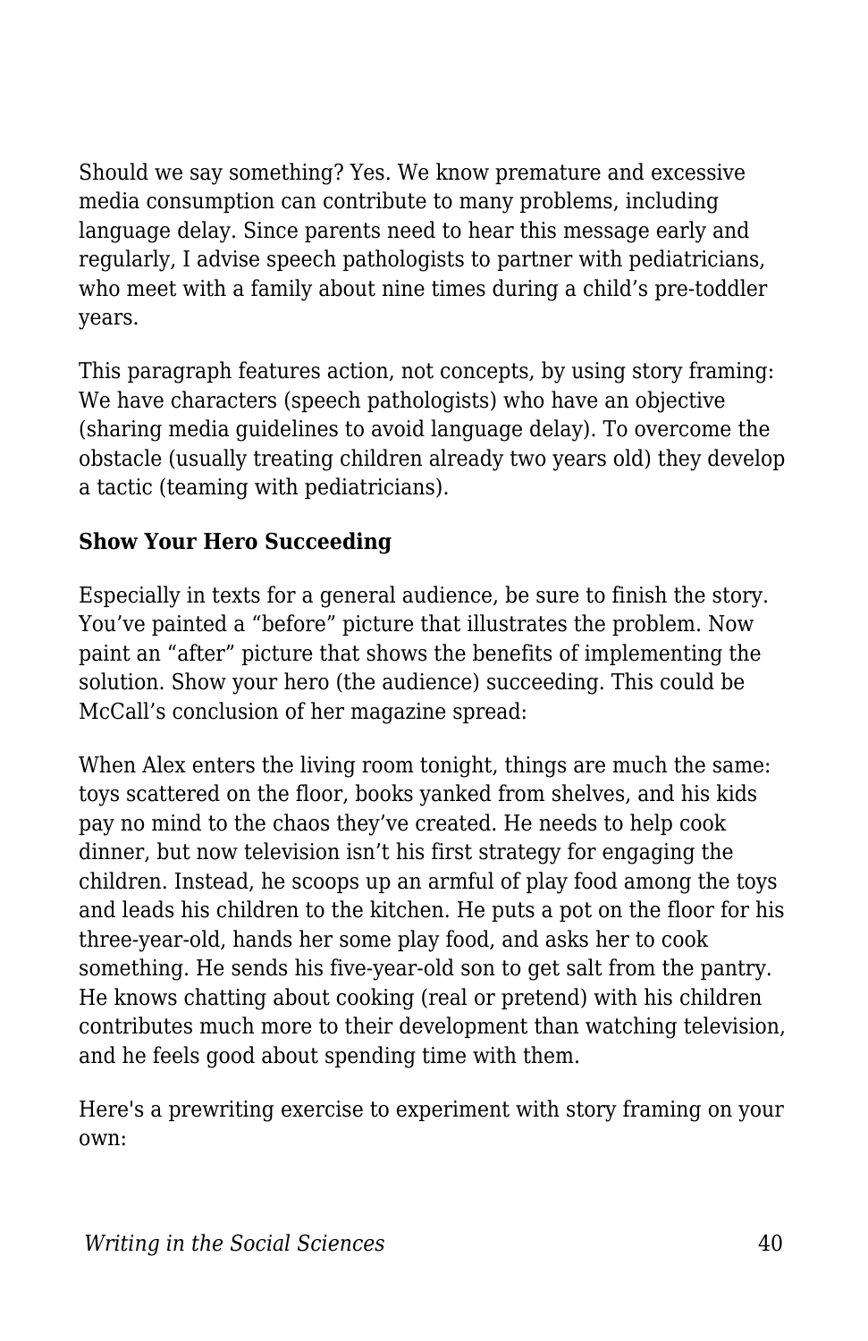Should we say something? Yes. We know premature and excessive media consumption can contribute to many problems, including language delay. Since parents need to hear this message early and regularly, I advise speech pathologists to partner with pediatricians, who meet with a family about nine times during a child's pre-toddler years.

This paragraph features action, not concepts, by using story framing: We have characters (speech pathologists) who have an objective (sharing media guidelines to avoid language delay). To overcome the obstacle (usually treating children already two years old) they develop a tactic (teaming with pediatricians).

**Show Your Hero Succeeding**

Especially in texts for a general audience, be sure to finish the story. You've painted a "before" picture that illustrates the problem. Now paint an "after" picture that shows the benefits of implementing the solution. Show your hero (the audience) succeeding. This could be McCall's conclusion of her magazine spread:

When Alex enters the living room tonight, things are much the same: toys scattered on the floor, books yanked from shelves, and his kids pay no mind to the chaos they've created. He needs to help cook dinner, but now television isn't his first strategy for engaging the children. Instead, he scoops up an armful of play food among the toys and leads his children to the kitchen. He puts a pot on the floor for his three-year-old, hands her some play food, and asks her to cook something. He sends his five-year-old son to get salt from the pantry. He knows chatting about cooking (real or pretend) with his children contributes much more to their development than watching television, and he feels good about spending time with them.

Here's a prewriting exercise to experiment with story framing on your own: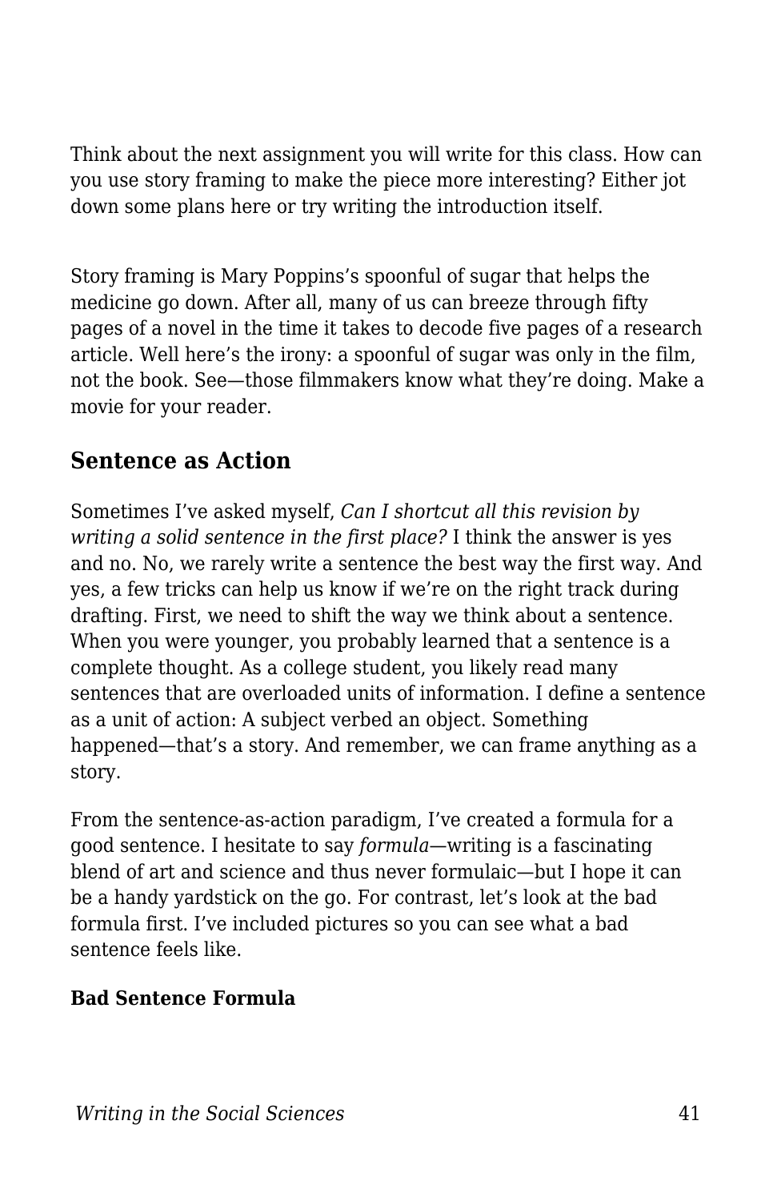Think about the next assignment you will write for this class. How can you use story framing to make the piece more interesting? Either jot down some plans here or try writing the introduction itself.

Story framing is Mary Poppins's spoonful of sugar that helps the medicine go down. After all, many of us can breeze through fifty pages of a novel in the time it takes to decode five pages of a research article. Well here's the irony: a spoonful of sugar was only in the film, not the book. See—those filmmakers know what they're doing. Make a movie for your reader.

## Sentence as Action

Sometimes I've asked myself, *Can I shortcut all this revision by writing a solid sentence in the first place?* I think the answer is yes and no. No, we rarely write a sentence the best way the first way. And yes, a few tricks can help us know if we're on the right track during drafting. First, we need to shift the way we think about a sentence. When you were younger, you probably learned that a sentence is a complete thought. As a college student, you likely read many sentences that are overloaded units of information. I define a sentence as a unit of action: A subject verbed an object. Something happened—that's a story. And remember, we can frame anything as a story.

From the sentence-as-action paradigm, I've created a formula for a good sentence. I hesitate to say *formula*—writing is a fascinating blend of art and science and thus never formulaic—but I hope it can be a handy yardstick on the go. For contrast, let's look at the bad formula first. I've included pictures so you can see what a bad sentence feels like.

**Bad Sentence Formula**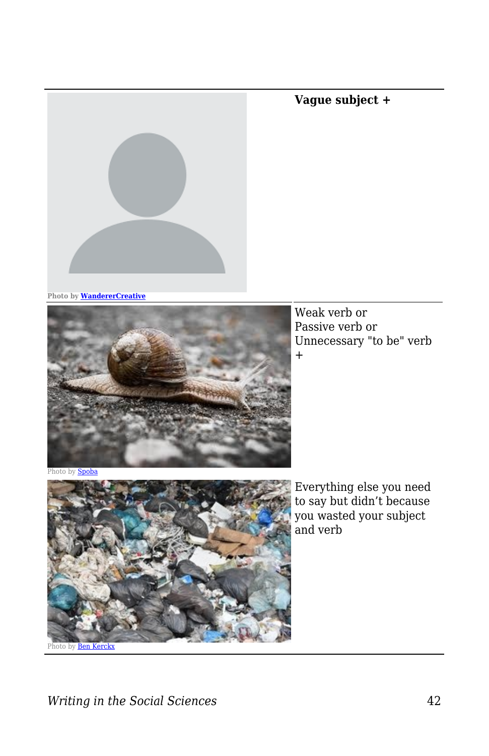| | |
|---|---|
| Photo by WandererCreative | **Vague subject +** |
| Photo by Spoba | Weak verb or Passive verb or Unnecessary "to be" verb + |
| Photo by Ben Kerckx | Everything else you need to say but didn't because you wasted your subject and verb |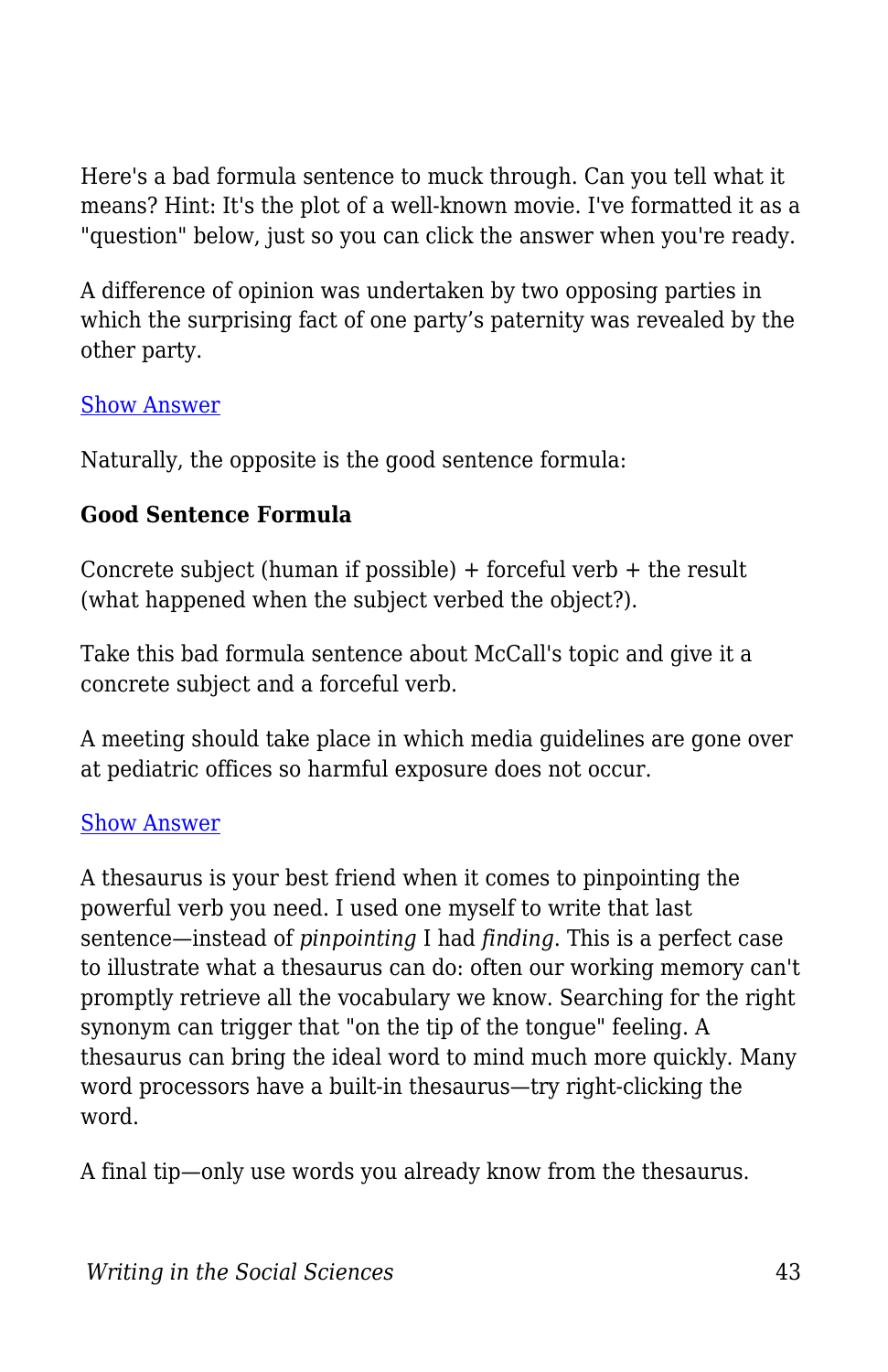Here's a bad formula sentence to muck through. Can you tell what it means? Hint: It's the plot of a well-known movie. I've formatted it as a "question" below, just so you can click the answer when you're ready.

A difference of opinion was undertaken by two opposing parties in which the surprising fact of one party's paternity was revealed by the other party.

Show Answer

Naturally, the opposite is the good sentence formula:

**Good Sentence Formula**

Concrete subject (human if possible) + forceful verb + the result (what happened when the subject verbed the object?).

Take this bad formula sentence about McCall's topic and give it a concrete subject and a forceful verb.

A meeting should take place in which media guidelines are gone over at pediatric offices so harmful exposure does not occur.

Show Answer

A thesaurus is your best friend when it comes to pinpointing the powerful verb you need. I used one myself to write that last sentence—instead of *pinpointing* I had *finding*. This is a perfect case to illustrate what a thesaurus can do: often our working memory can't promptly retrieve all the vocabulary we know. Searching for the right synonym can trigger that "on the tip of the tongue" feeling. A thesaurus can bring the ideal word to mind much more quickly. Many word processors have a built-in thesaurus—try right-clicking the word.

A final tip—only use words you already know from the thesaurus.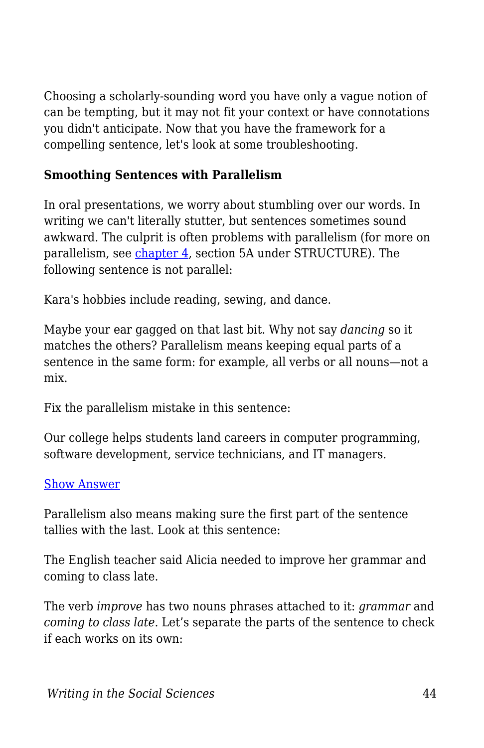Choosing a scholarly-sounding word you have only a vague notion of can be tempting, but it may not fit your context or have connotations you didn't anticipate. Now that you have the framework for a compelling sentence, let's look at some troubleshooting.

**Smoothing Sentences with Parallelism**

In oral presentations, we worry about stumbling over our words. In writing we can't literally stutter, but sentences sometimes sound awkward. The culprit is often problems with parallelism (for more on parallelism, see [chapter 4](), section 5A under STRUCTURE). The following sentence is not parallel:

Kara's hobbies include reading, sewing, and dance.

Maybe your ear gagged on that last bit. Why not say *dancing* so it matches the others? Parallelism means keeping equal parts of a sentence in the same form: for example, all verbs or all nouns—not a mix.

Fix the parallelism mistake in this sentence:

Our college helps students land careers in computer programming, software development, service technicians, and IT managers.

[Show Answer]()

Parallelism also means making sure the first part of the sentence tallies with the last. Look at this sentence:

The English teacher said Alicia needed to improve her grammar and coming to class late.

The verb *improve* has two nouns phrases attached to it: *grammar* and *coming to class late*. Let's separate the parts of the sentence to check if each works on its own: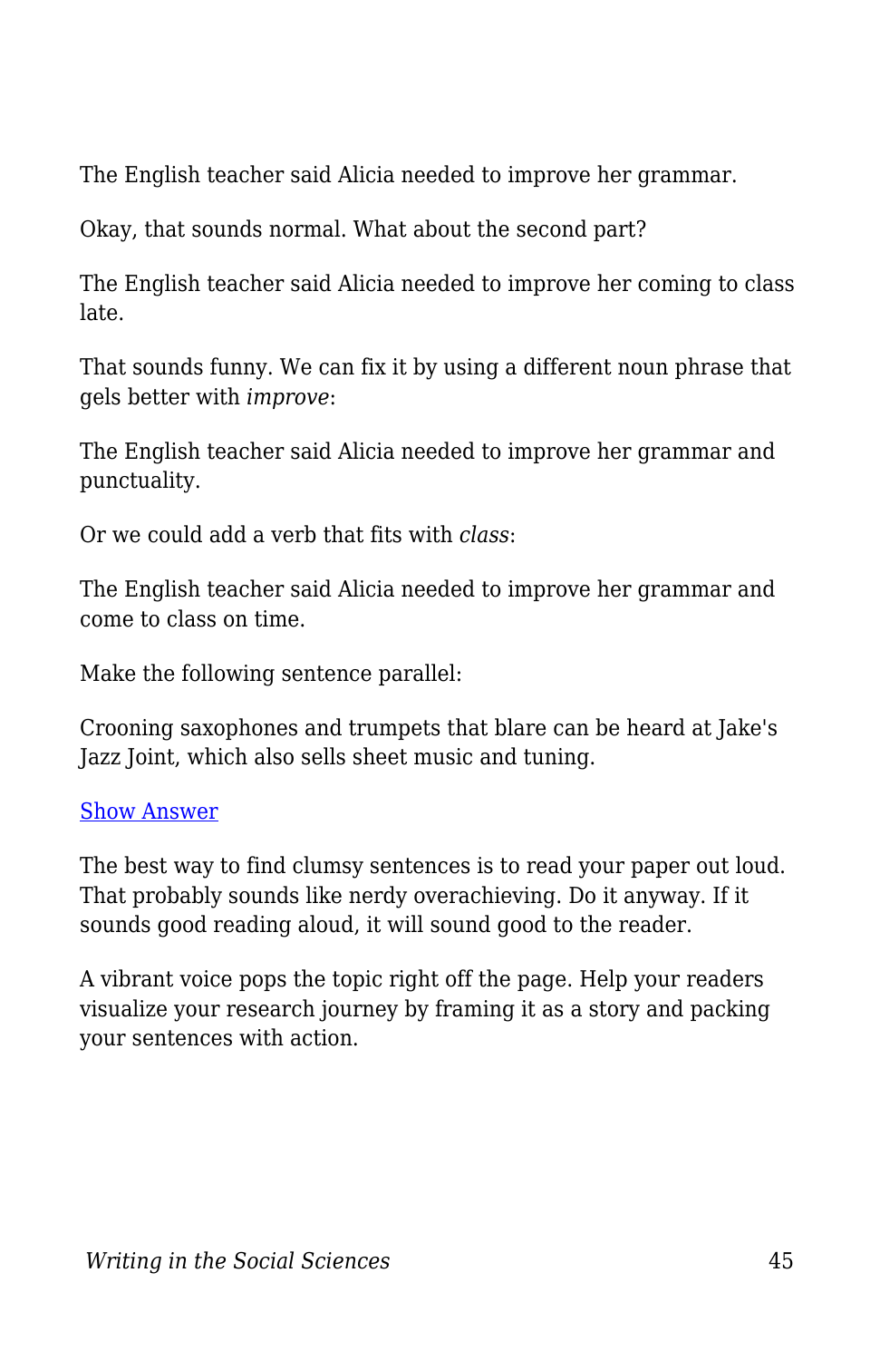The English teacher said Alicia needed to improve her grammar.

Okay, that sounds normal. What about the second part?

The English teacher said Alicia needed to improve her coming to class late.

That sounds funny. We can fix it by using a different noun phrase that gels better with *improve*:

The English teacher said Alicia needed to improve her grammar and punctuality.

Or we could add a verb that fits with *class*:

The English teacher said Alicia needed to improve her grammar and come to class on time.

Make the following sentence parallel:

Crooning saxophones and trumpets that blare can be heard at Jake's Jazz Joint, which also sells sheet music and tuning.

Show Answer

The best way to find clumsy sentences is to read your paper out loud. That probably sounds like nerdy overachieving. Do it anyway. If it sounds good reading aloud, it will sound good to the reader.

A vibrant voice pops the topic right off the page. Help your readers visualize your research journey by framing it as a story and packing your sentences with action.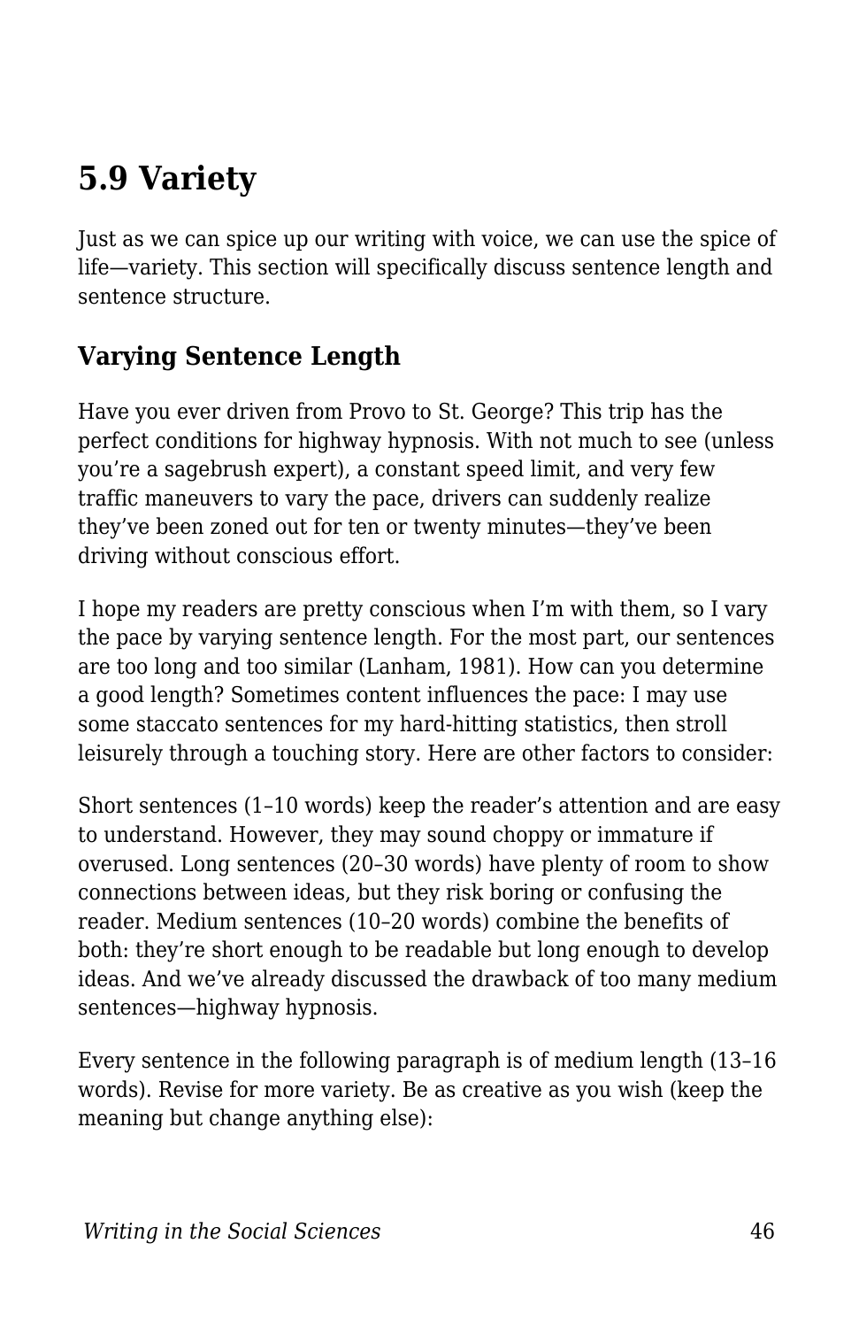## 5.9 Variety

Just as we can spice up our writing with voice, we can use the spice of life—variety. This section will specifically discuss sentence length and sentence structure.

### Varying Sentence Length

Have you ever driven from Provo to St. George? This trip has the perfect conditions for highway hypnosis. With not much to see (unless you're a sagebrush expert), a constant speed limit, and very few traffic maneuvers to vary the pace, drivers can suddenly realize they've been zoned out for ten or twenty minutes—they've been driving without conscious effort.

I hope my readers are pretty conscious when I'm with them, so I vary the pace by varying sentence length. For the most part, our sentences are too long and too similar (Lanham, 1981). How can you determine a good length? Sometimes content influences the pace: I may use some staccato sentences for my hard-hitting statistics, then stroll leisurely through a touching story. Here are other factors to consider:

Short sentences (1–10 words) keep the reader's attention and are easy to understand. However, they may sound choppy or immature if overused. Long sentences (20–30 words) have plenty of room to show connections between ideas, but they risk boring or confusing the reader. Medium sentences (10–20 words) combine the benefits of both: they're short enough to be readable but long enough to develop ideas. And we've already discussed the drawback of too many medium sentences—highway hypnosis.

Every sentence in the following paragraph is of medium length (13–16 words). Revise for more variety. Be as creative as you wish (keep the meaning but change anything else):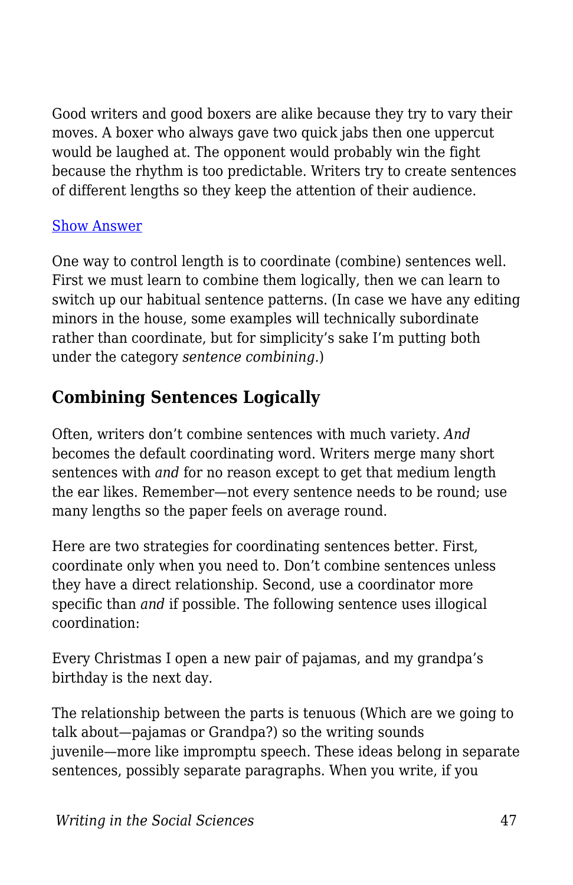Good writers and good boxers are alike because they try to vary their moves. A boxer who always gave two quick jabs then one uppercut would be laughed at. The opponent would probably win the fight because the rhythm is too predictable. Writers try to create sentences of different lengths so they keep the attention of their audience.

Show Answer

One way to control length is to coordinate (combine) sentences well. First we must learn to combine them logically, then we can learn to switch up our habitual sentence patterns. (In case we have any editing minors in the house, some examples will technically subordinate rather than coordinate, but for simplicity's sake I'm putting both under the category *sentence combining.*)

## Combining Sentences Logically

Often, writers don't combine sentences with much variety. *And* becomes the default coordinating word. Writers merge many short sentences with *and* for no reason except to get that medium length the ear likes. Remember—not every sentence needs to be round; use many lengths so the paper feels on average round.

Here are two strategies for coordinating sentences better. First, coordinate only when you need to. Don't combine sentences unless they have a direct relationship. Second, use a coordinator more specific than *and* if possible. The following sentence uses illogical coordination:

Every Christmas I open a new pair of pajamas, and my grandpa's birthday is the next day.

The relationship between the parts is tenuous (Which are we going to talk about—pajamas or Grandpa?) so the writing sounds juvenile—more like impromptu speech. These ideas belong in separate sentences, possibly separate paragraphs. When you write, if you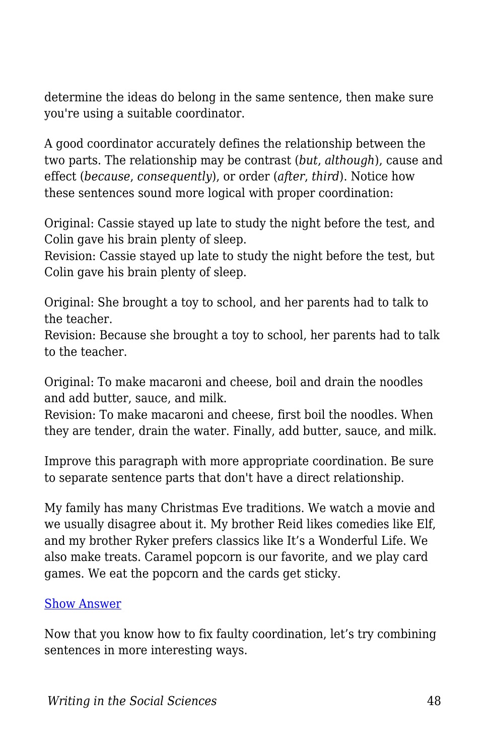determine the ideas do belong in the same sentence, then make sure you're using a suitable coordinator.

A good coordinator accurately defines the relationship between the two parts. The relationship may be contrast (*but*, *although*), cause and effect (*because*, *consequently*), or order (*after*, *third*). Notice how these sentences sound more logical with proper coordination:

Original: Cassie stayed up late to study the night before the test, and Colin gave his brain plenty of sleep.
Revision: Cassie stayed up late to study the night before the test, but Colin gave his brain plenty of sleep.

Original: She brought a toy to school, and her parents had to talk to the teacher.
Revision: Because she brought a toy to school, her parents had to talk to the teacher.

Original: To make macaroni and cheese, boil and drain the noodles and add butter, sauce, and milk.
Revision: To make macaroni and cheese, first boil the noodles. When they are tender, drain the water. Finally, add butter, sauce, and milk.

Improve this paragraph with more appropriate coordination. Be sure to separate sentence parts that don't have a direct relationship.

My family has many Christmas Eve traditions. We watch a movie and we usually disagree about it. My brother Reid likes comedies like Elf, and my brother Ryker prefers classics like It’s a Wonderful Life. We also make treats. Caramel popcorn is our favorite, and we play card games. We eat the popcorn and the cards get sticky.

[Show Answer]

Now that you know how to fix faulty coordination, let’s try combining sentences in more interesting ways.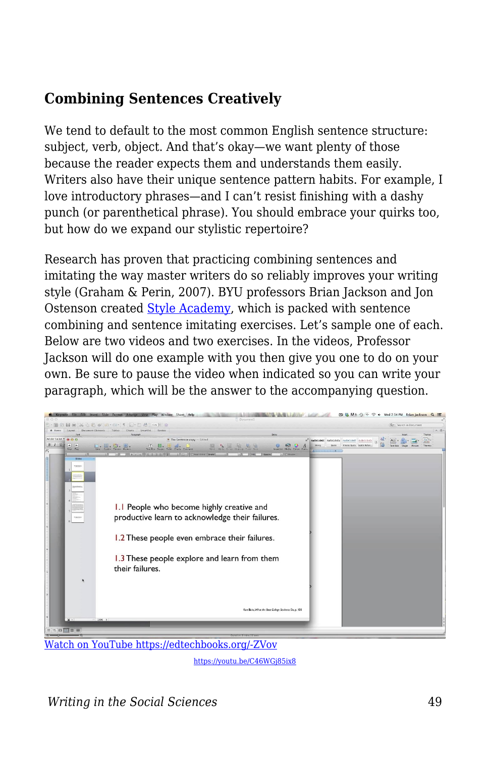## Combining Sentences Creatively

We tend to default to the most common English sentence structure: subject, verb, object. And that's okay—we want plenty of those because the reader expects them and understands them easily. Writers also have their unique sentence pattern habits. For example, I love introductory phrases—and I can't resist finishing with a dashy punch (or parenthetical phrase). You should embrace your quirks too, but how do we expand our stylistic repertoire?

Research has proven that practicing combining sentences and imitating the way master writers do so reliably improves your writing style (Graham & Perin, 2007). BYU professors Brian Jackson and Jon Ostenson created [Style Academy](), which is packed with sentence combining and sentence imitating exercises. Let's sample one of each. Below are two videos and two exercises. In the videos, Professor Jackson will do one example with you then give you one to do on your own. Be sure to pause the video when indicated so you can write your paragraph, which will be the answer to the accompanying question.

[Watch on YouTube https://edtechbooks.org/-ZVov](https://edtechbooks.org/-ZVov)

[https://youtu.be/C46WGj85ix8](https://youtu.be/C46WGj85ix8)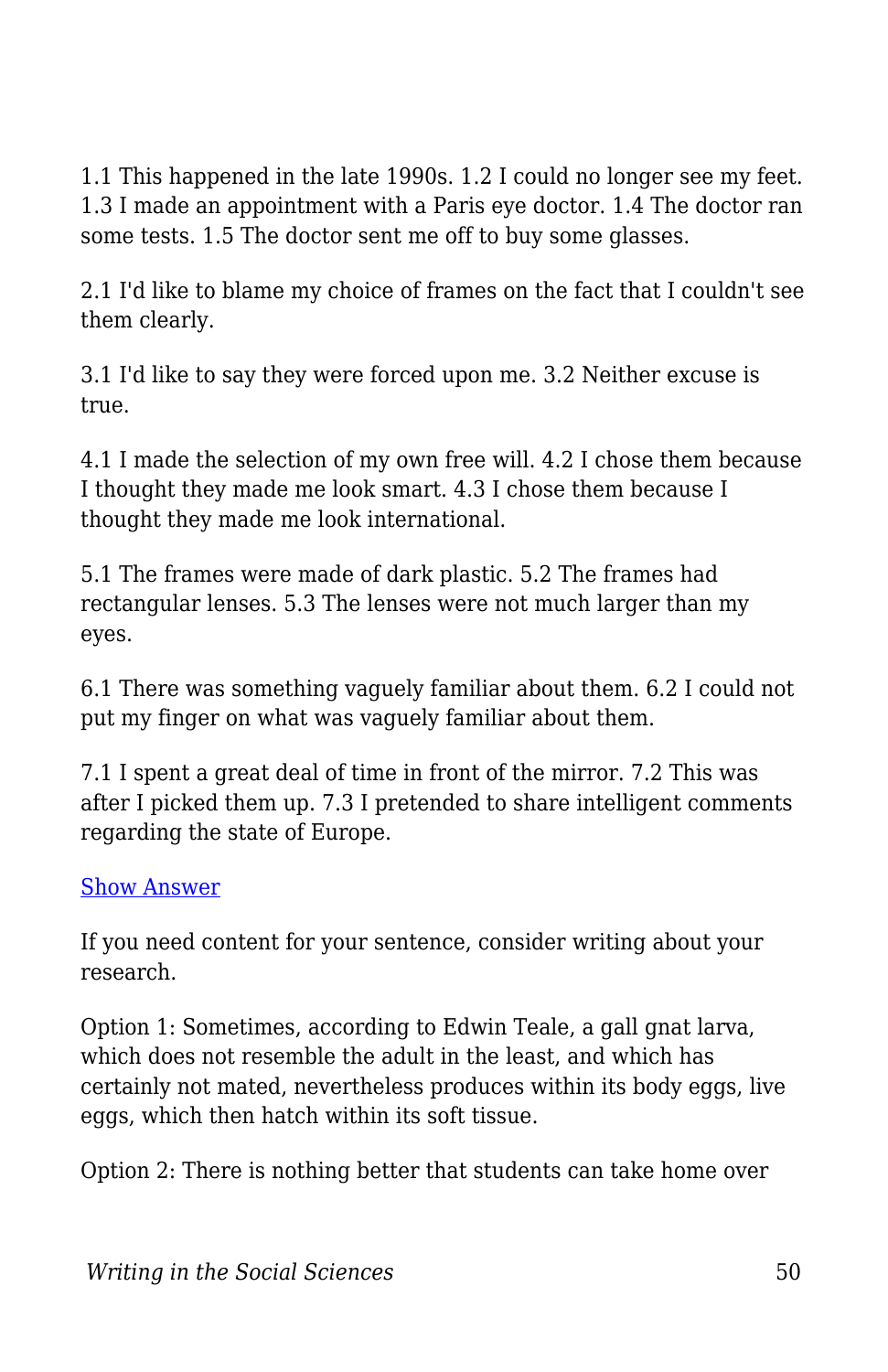1.1 This happened in the late 1990s. 1.2 I could no longer see my feet. 1.3 I made an appointment with a Paris eye doctor. 1.4 The doctor ran some tests. 1.5 The doctor sent me off to buy some glasses.

2.1 I'd like to blame my choice of frames on the fact that I couldn't see them clearly.

3.1 I'd like to say they were forced upon me. 3.2 Neither excuse is true.

4.1 I made the selection of my own free will. 4.2 I chose them because I thought they made me look smart. 4.3 I chose them because I thought they made me look international.

5.1 The frames were made of dark plastic. 5.2 The frames had rectangular lenses. 5.3 The lenses were not much larger than my eyes.

6.1 There was something vaguely familiar about them. 6.2 I could not put my finger on what was vaguely familiar about them.

7.1 I spent a great deal of time in front of the mirror. 7.2 This was after I picked them up. 7.3 I pretended to share intelligent comments regarding the state of Europe.

Show Answer

If you need content for your sentence, consider writing about your research.

Option 1: Sometimes, according to Edwin Teale, a gall gnat larva, which does not resemble the adult in the least, and which has certainly not mated, nevertheless produces within its body eggs, live eggs, which then hatch within its soft tissue.

Option 2: There is nothing better that students can take home over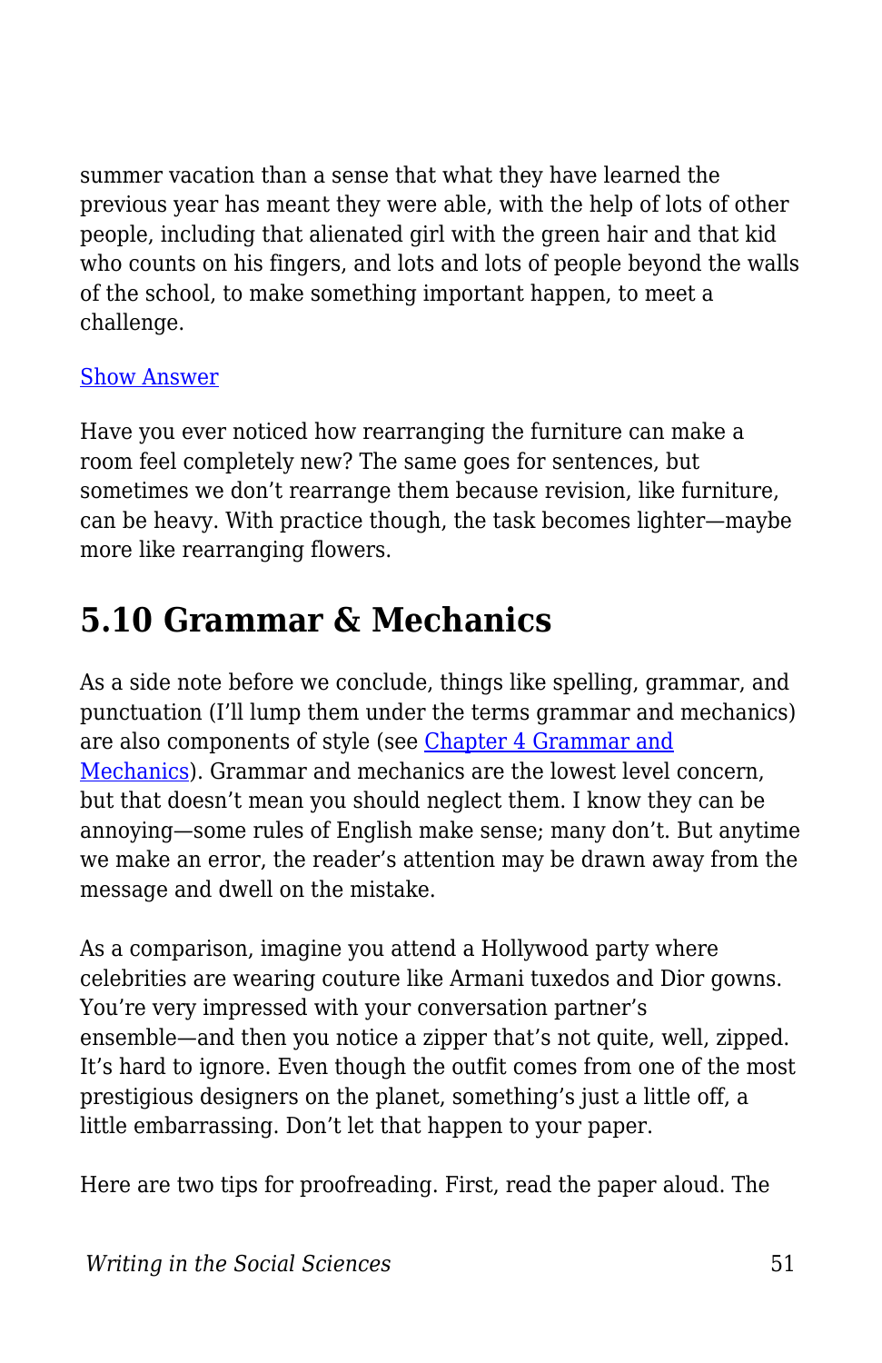summer vacation than a sense that what they have learned the previous year has meant they were able, with the help of lots of other people, including that alienated girl with the green hair and that kid who counts on his fingers, and lots and lots of people beyond the walls of the school, to make something important happen, to meet a challenge.

Show Answer

Have you ever noticed how rearranging the furniture can make a room feel completely new? The same goes for sentences, but sometimes we don't rearrange them because revision, like furniture, can be heavy. With practice though, the task becomes lighter—maybe more like rearranging flowers.

## 5.10 Grammar & Mechanics

As a side note before we conclude, things like spelling, grammar, and punctuation (I'll lump them under the terms grammar and mechanics) are also components of style (see Chapter 4 Grammar and Mechanics). Grammar and mechanics are the lowest level concern, but that doesn't mean you should neglect them. I know they can be annoying—some rules of English make sense; many don't. But anytime we make an error, the reader's attention may be drawn away from the message and dwell on the mistake.

As a comparison, imagine you attend a Hollywood party where celebrities are wearing couture like Armani tuxedos and Dior gowns. You're very impressed with your conversation partner's ensemble—and then you notice a zipper that's not quite, well, zipped. It's hard to ignore. Even though the outfit comes from one of the most prestigious designers on the planet, something's just a little off, a little embarrassing. Don't let that happen to your paper.

Here are two tips for proofreading. First, read the paper aloud. The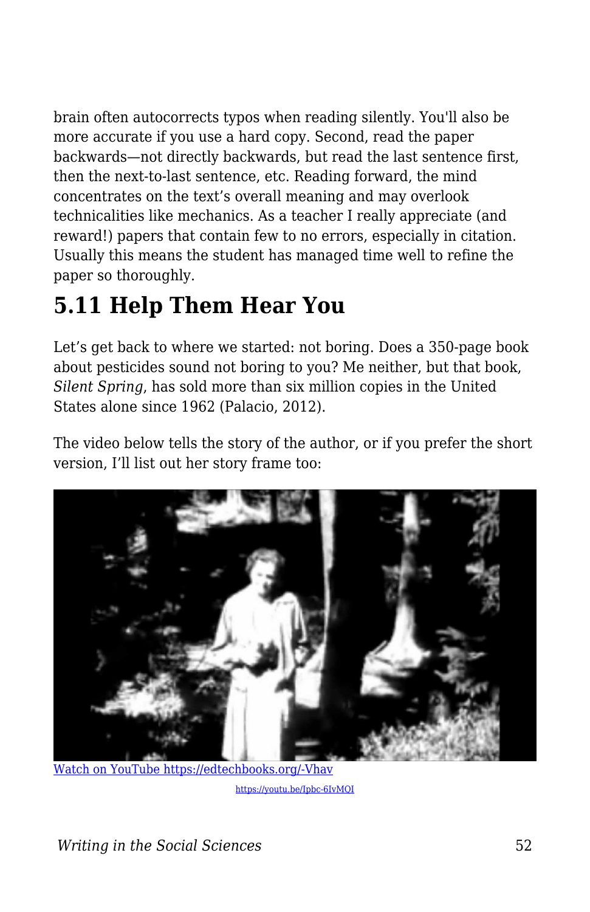brain often autocorrects typos when reading silently. You'll also be more accurate if you use a hard copy. Second, read the paper backwards—not directly backwards, but read the last sentence first, then the next-to-last sentence, etc. Reading forward, the mind concentrates on the text's overall meaning and may overlook technicalities like mechanics. As a teacher I really appreciate (and reward!) papers that contain few to no errors, especially in citation. Usually this means the student has managed time well to refine the paper so thoroughly.

## 5.11 Help Them Hear You

Let's get back to where we started: not boring. Does a 350-page book about pesticides sound not boring to you? Me neither, but that book, *Silent Spring*, has sold more than six million copies in the United States alone since 1962 (Palacio, 2012).

The video below tells the story of the author, or if you prefer the short version, I'll list out her story frame too:

[Watch on YouTube https://edtechbooks.org/-Vhav](https://edtechbooks.org/-Vhav)

https://youtu.be/Ipbc-6IvMQI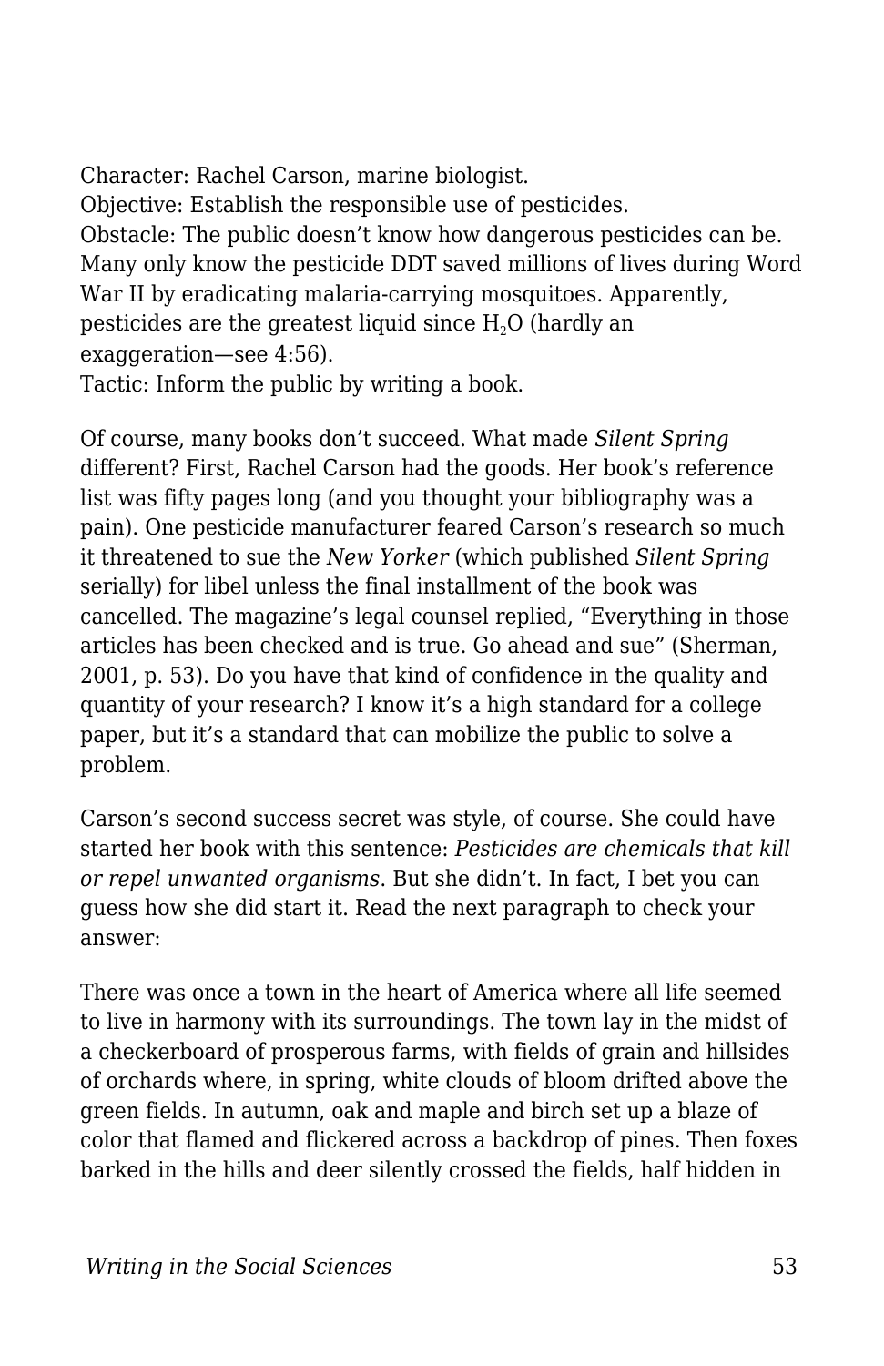Character: Rachel Carson, marine biologist.
Objective: Establish the responsible use of pesticides.
Obstacle: The public doesn't know how dangerous pesticides can be. Many only know the pesticide DDT saved millions of lives during Word War II by eradicating malaria-carrying mosquitoes. Apparently, pesticides are the greatest liquid since $H_2O$ (hardly an exaggeration—see 4:56).
Tactic: Inform the public by writing a book.

Of course, many books don't succeed. What made *Silent Spring* different? First, Rachel Carson had the goods. Her book's reference list was fifty pages long (and you thought your bibliography was a pain). One pesticide manufacturer feared Carson's research so much it threatened to sue the *New Yorker* (which published *Silent Spring* serially) for libel unless the final installment of the book was cancelled. The magazine's legal counsel replied, "Everything in those articles has been checked and is true. Go ahead and sue" (Sherman, 2001, p. 53). Do you have that kind of confidence in the quality and quantity of your research? I know it's a high standard for a college paper, but it's a standard that can mobilize the public to solve a problem.

Carson's second success secret was style, of course. She could have started her book with this sentence: *Pesticides are chemicals that kill or repel unwanted organisms*. But she didn't. In fact, I bet you can guess how she did start it. Read the next paragraph to check your answer:

There was once a town in the heart of America where all life seemed to live in harmony with its surroundings. The town lay in the midst of a checkerboard of prosperous farms, with fields of grain and hillsides of orchards where, in spring, white clouds of bloom drifted above the green fields. In autumn, oak and maple and birch set up a blaze of color that flamed and flickered across a backdrop of pines. Then foxes barked in the hills and deer silently crossed the fields, half hidden in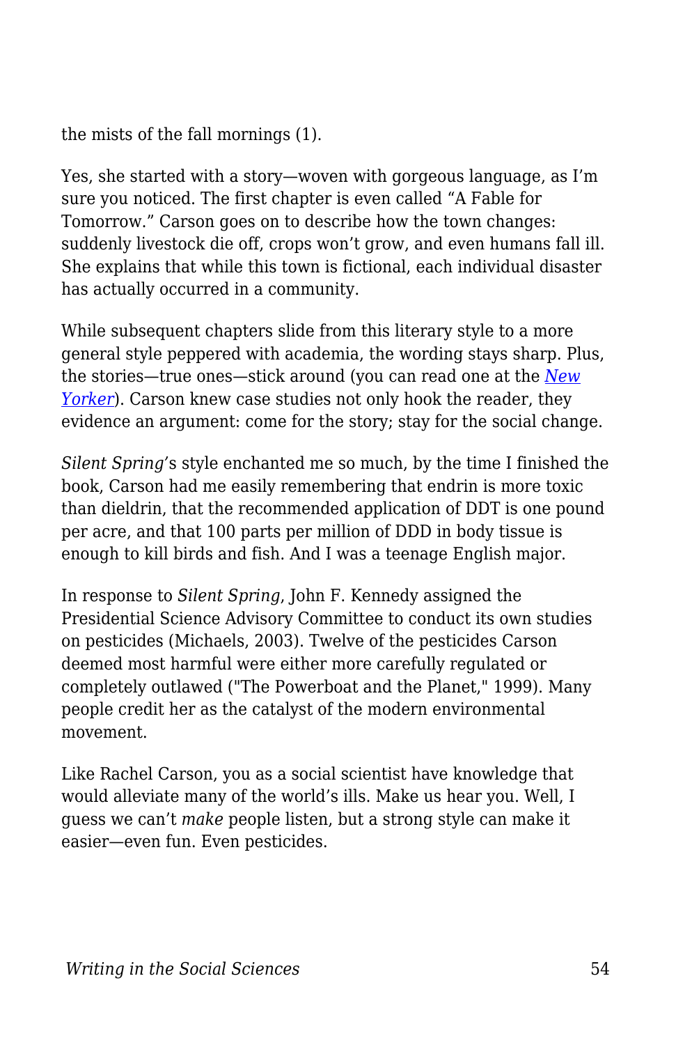the mists of the fall mornings (1).

Yes, she started with a story—woven with gorgeous language, as I'm sure you noticed. The first chapter is even called "A Fable for Tomorrow." Carson goes on to describe how the town changes: suddenly livestock die off, crops won't grow, and even humans fall ill. She explains that while this town is fictional, each individual disaster has actually occurred in a community.

While subsequent chapters slide from this literary style to a more general style peppered with academia, the wording stays sharp. Plus, the stories—true ones—stick around (you can read one at the *New Yorker*). Carson knew case studies not only hook the reader, they evidence an argument: come for the story; stay for the social change.

*Silent Spring*'s style enchanted me so much, by the time I finished the book, Carson had me easily remembering that endrin is more toxic than dieldrin, that the recommended application of DDT is one pound per acre, and that 100 parts per million of DDD in body tissue is enough to kill birds and fish. And I was a teenage English major.

In response to *Silent Spring*, John F. Kennedy assigned the Presidential Science Advisory Committee to conduct its own studies on pesticides (Michaels, 2003). Twelve of the pesticides Carson deemed most harmful were either more carefully regulated or completely outlawed ("The Powerboat and the Planet," 1999). Many people credit her as the catalyst of the modern environmental movement.

Like Rachel Carson, you as a social scientist have knowledge that would alleviate many of the world's ills. Make us hear you. Well, I guess we can't *make* people listen, but a strong style can make it easier—even fun. Even pesticides.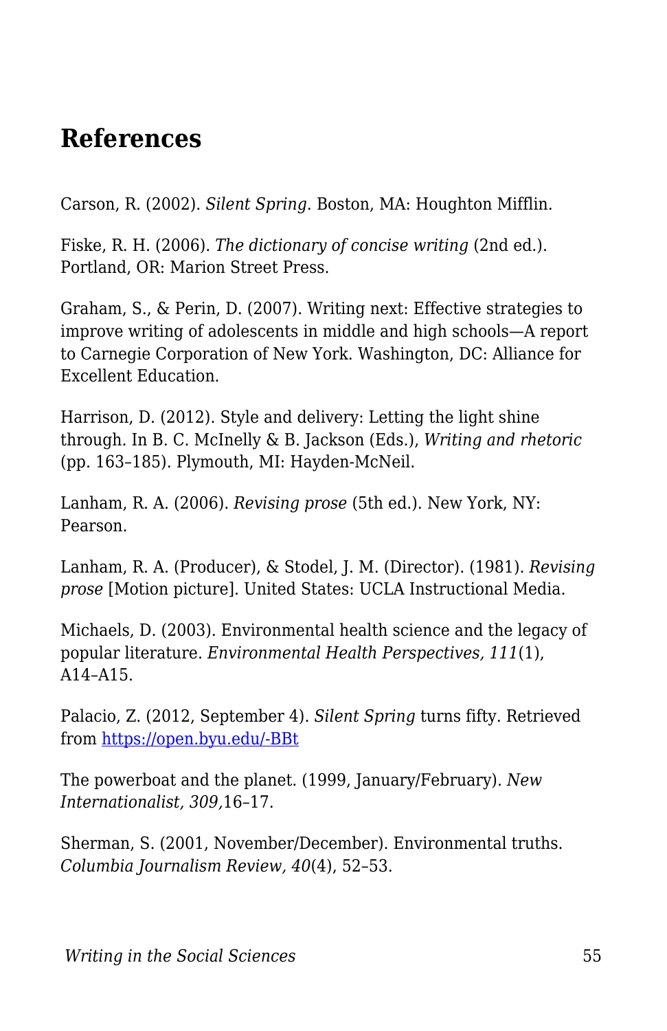## References

Carson, R. (2002). *Silent Spring*. Boston, MA: Houghton Mifflin.

Fiske, R. H. (2006). *The dictionary of concise writing* (2nd ed.). Portland, OR: Marion Street Press.

Graham, S., & Perin, D. (2007). Writing next: Effective strategies to improve writing of adolescents in middle and high schools—A report to Carnegie Corporation of New York. Washington, DC: Alliance for Excellent Education.

Harrison, D. (2012). Style and delivery: Letting the light shine through. In B. C. McInelly & B. Jackson (Eds.), *Writing and rhetoric* (pp. 163–185). Plymouth, MI: Hayden-McNeil.

Lanham, R. A. (2006). *Revising prose* (5th ed.). New York, NY: Pearson.

Lanham, R. A. (Producer), & Stodel, J. M. (Director). (1981). *Revising prose* [Motion picture]. United States: UCLA Instructional Media.

Michaels, D. (2003). Environmental health science and the legacy of popular literature. *Environmental Health Perspectives, 111*(1), A14–A15.

Palacio, Z. (2012, September 4). *Silent Spring* turns fifty. Retrieved from [https://open.byu.edu/-BBt](https://open.byu.edu/-BBt)

The powerboat and the planet. (1999, January/February). *New Internationalist, 309,*16–17.

Sherman, S. (2001, November/December). Environmental truths. *Columbia Journalism Review, 40*(4), 52–53.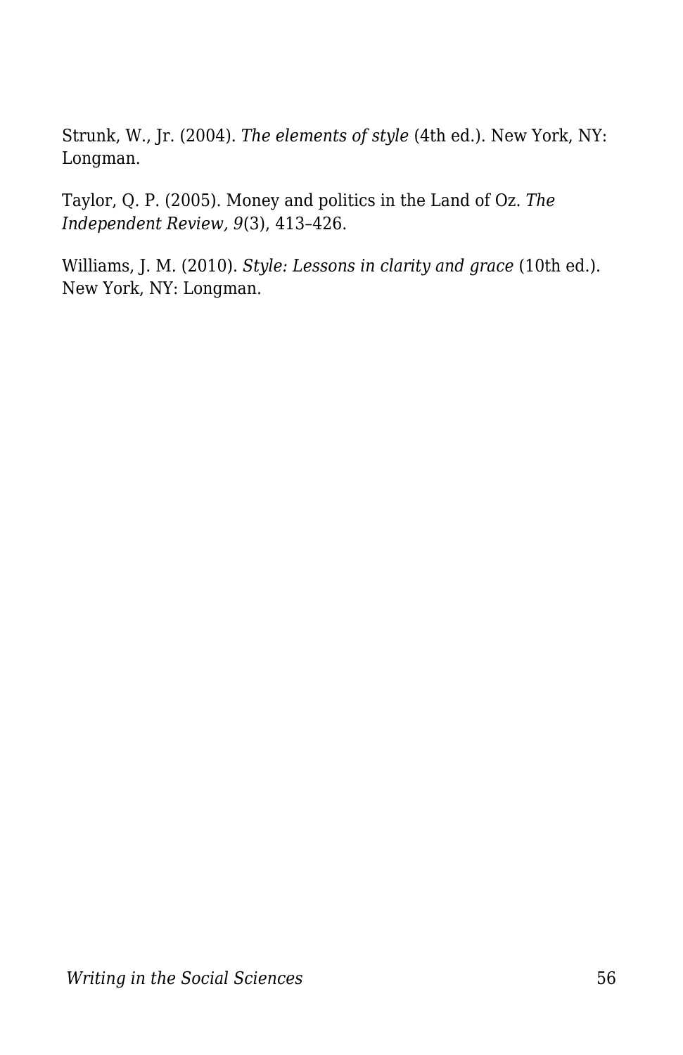Strunk, W., Jr. (2004). *The elements of style* (4th ed.). New York, NY: Longman.

Taylor, Q. P. (2005). Money and politics in the Land of Oz. *The Independent Review, 9*(3), 413–426.

Williams, J. M. (2010). *Style: Lessons in clarity and grace* (10th ed.). New York, NY: Longman.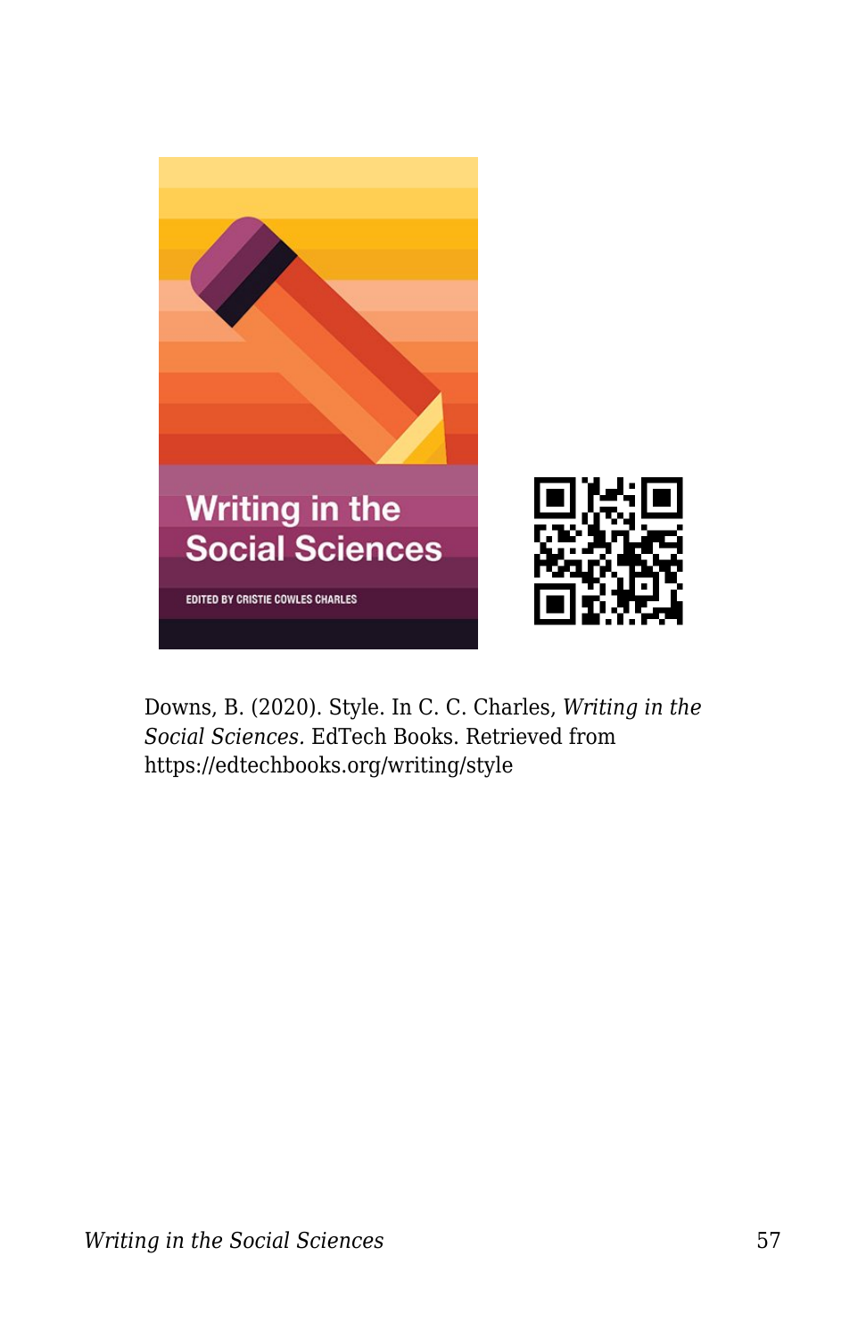Downs, B. (2020). Style. In C. C. Charles, *Writing in the Social Sciences*. EdTech Books. Retrieved from https://edtechbooks.org/writing/style